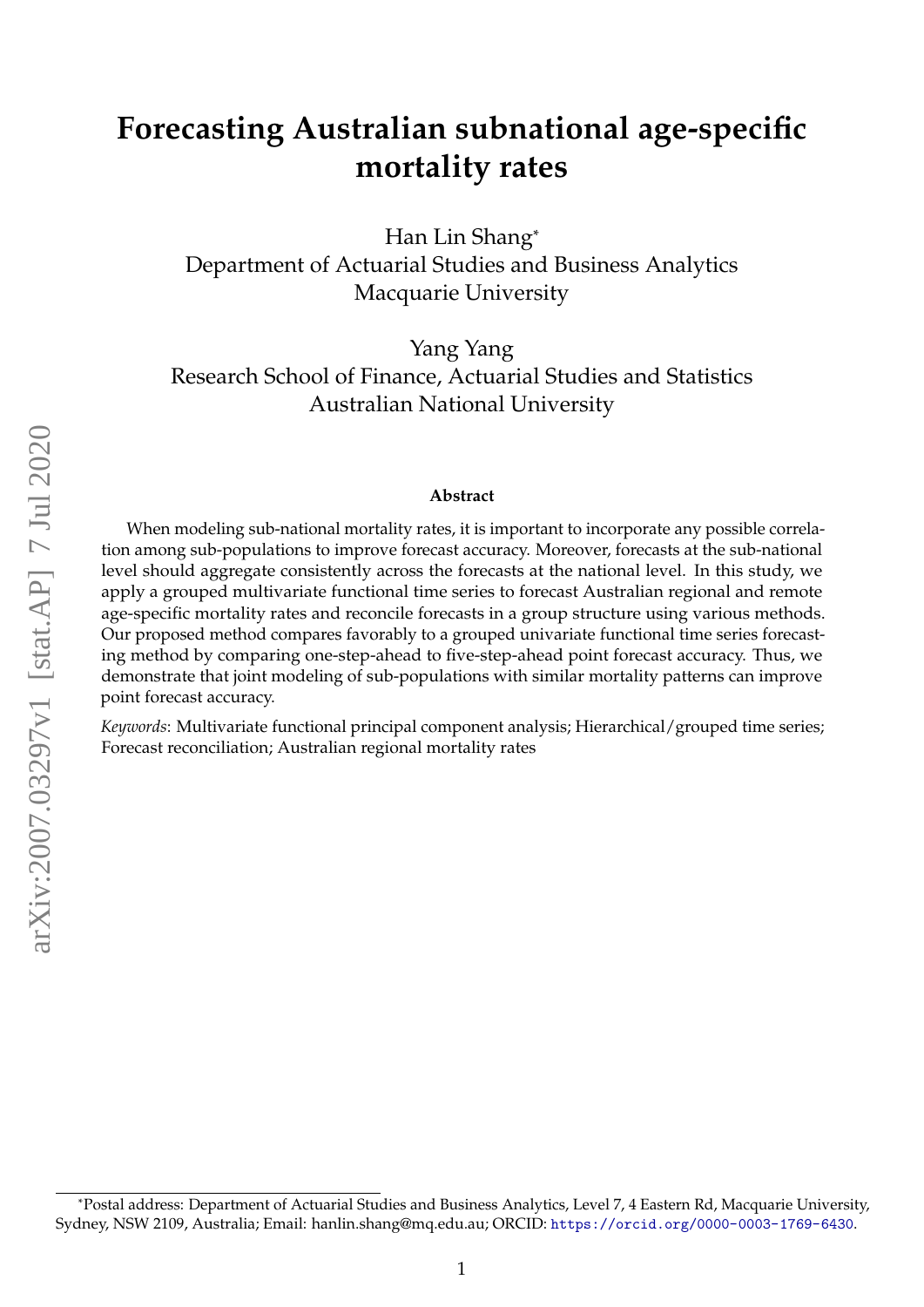# Forecasting Australian subnational age-specific mortality rates

Han Lin Shang*
Department of Actuarial Studies and Business Analytics
Macquarie University

Yang Yang
Research School of Finance, Actuarial Studies and Statistics
Australian National University

arXiv:2007.03297v1 [stat.AP] 7 Jul 2020

### Abstract

When modeling sub-national mortality rates, it is important to incorporate any possible correlation among sub-populations to improve forecast accuracy. Moreover, forecasts at the sub-national level should aggregate consistently across the forecasts at the national level. In this study, we apply a grouped multivariate functional time series to forecast Australian regional and remote age-specific mortality rates and reconcile forecasts in a group structure using various methods. Our proposed method compares favorably to a grouped univariate functional time series forecasting method by comparing one-step-ahead to five-step-ahead point forecast accuracy. Thus, we demonstrate that joint modeling of sub-populations with similar mortality patterns can improve point forecast accuracy.

*Keywords*: Multivariate functional principal component analysis; Hierarchical/grouped time series; Forecast reconciliation; Australian regional mortality rates

---

*Postal address: Department of Actuarial Studies and Business Analytics, Level 7, 4 Eastern Rd, Macquarie University, Sydney, NSW 2109, Australia; Email: hanlin.shang@mq.edu.au; ORCID: https://orcid.org/0000-0003-1769-6430.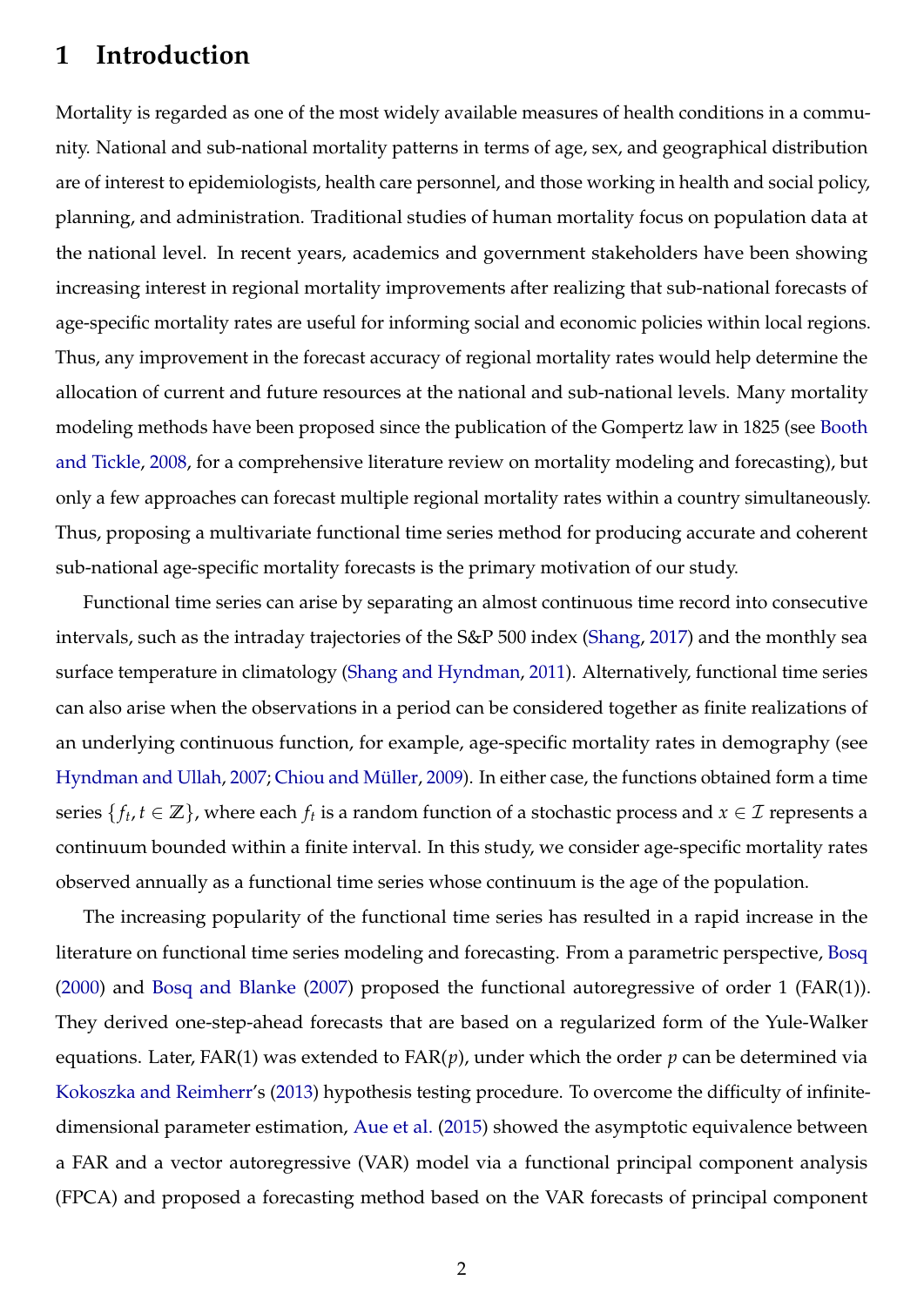# 1 Introduction

Mortality is regarded as one of the most widely available measures of health conditions in a community. National and sub-national mortality patterns in terms of age, sex, and geographical distribution are of interest to epidemiologists, health care personnel, and those working in health and social policy, planning, and administration. Traditional studies of human mortality focus on population data at the national level. In recent years, academics and government stakeholders have been showing increasing interest in regional mortality improvements after realizing that sub-national forecasts of age-specific mortality rates are useful for informing social and economic policies within local regions. Thus, any improvement in the forecast accuracy of regional mortality rates would help determine the allocation of current and future resources at the national and sub-national levels. Many mortality modeling methods have been proposed since the publication of the Gompertz law in 1825 (see Booth and Tickle, 2008, for a comprehensive literature review on mortality modeling and forecasting), but only a few approaches can forecast multiple regional mortality rates within a country simultaneously. Thus, proposing a multivariate functional time series method for producing accurate and coherent sub-national age-specific mortality forecasts is the primary motivation of our study.

Functional time series can arise by separating an almost continuous time record into consecutive intervals, such as the intraday trajectories of the S&P 500 index (Shang, 2017) and the monthly sea surface temperature in climatology (Shang and Hyndman, 2011). Alternatively, functional time series can also arise when the observations in a period can be considered together as finite realizations of an underlying continuous function, for example, age-specific mortality rates in demography (see Hyndman and Ullah, 2007; Chiou and Müller, 2009). In either case, the functions obtained form a time series $\{f_t, t \in \mathbb{Z}\}$, where each $f_t$ is a random function of a stochastic process and $x \in \mathcal{I}$ represents a continuum bounded within a finite interval. In this study, we consider age-specific mortality rates observed annually as a functional time series whose continuum is the age of the population.

The increasing popularity of the functional time series has resulted in a rapid increase in the literature on functional time series modeling and forecasting. From a parametric perspective, Bosq (2000) and Bosq and Blanke (2007) proposed the functional autoregressive of order 1 (FAR(1)). They derived one-step-ahead forecasts that are based on a regularized form of the Yule-Walker equations. Later, FAR(1) was extended to FAR($p$), under which the order $p$ can be determined via Kokoszka and Reimherr's (2013) hypothesis testing procedure. To overcome the difficulty of infinite-dimensional parameter estimation, Aue et al. (2015) showed the asymptotic equivalence between a FAR and a vector autoregressive (VAR) model via a functional principal component analysis (FPCA) and proposed a forecasting method based on the VAR forecasts of principal component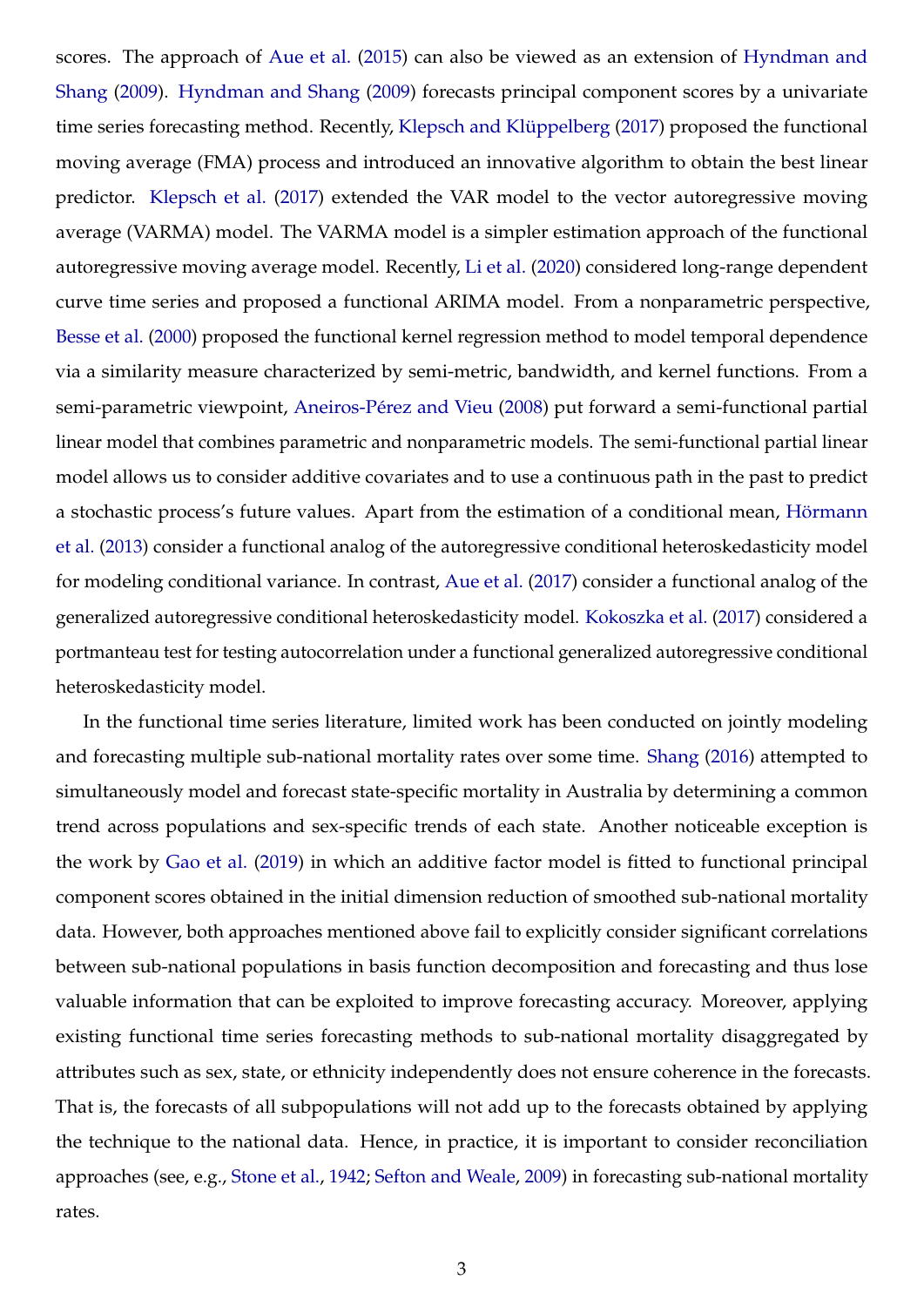scores. The approach of Aue et al. (2015) can also be viewed as an extension of Hyndman and Shang (2009). Hyndman and Shang (2009) forecasts principal component scores by a univariate time series forecasting method. Recently, Klepsch and Klüppelberg (2017) proposed the functional moving average (FMA) process and introduced an innovative algorithm to obtain the best linear predictor. Klepsch et al. (2017) extended the VAR model to the vector autoregressive moving average (VARMA) model. The VARMA model is a simpler estimation approach of the functional autoregressive moving average model. Recently, Li et al. (2020) considered long-range dependent curve time series and proposed a functional ARIMA model. From a nonparametric perspective, Besse et al. (2000) proposed the functional kernel regression method to model temporal dependence via a similarity measure characterized by semi-metric, bandwidth, and kernel functions. From a semi-parametric viewpoint, Aneiros-Pérez and Vieu (2008) put forward a semi-functional partial linear model that combines parametric and nonparametric models. The semi-functional partial linear model allows us to consider additive covariates and to use a continuous path in the past to predict a stochastic process's future values. Apart from the estimation of a conditional mean, Hörmann et al. (2013) consider a functional analog of the autoregressive conditional heteroskedasticity model for modeling conditional variance. In contrast, Aue et al. (2017) consider a functional analog of the generalized autoregressive conditional heteroskedasticity model. Kokoszka et al. (2017) considered a portmanteau test for testing autocorrelation under a functional generalized autoregressive conditional heteroskedasticity model.

In the functional time series literature, limited work has been conducted on jointly modeling and forecasting multiple sub-national mortality rates over some time. Shang (2016) attempted to simultaneously model and forecast state-specific mortality in Australia by determining a common trend across populations and sex-specific trends of each state. Another noticeable exception is the work by Gao et al. (2019) in which an additive factor model is fitted to functional principal component scores obtained in the initial dimension reduction of smoothed sub-national mortality data. However, both approaches mentioned above fail to explicitly consider significant correlations between sub-national populations in basis function decomposition and forecasting and thus lose valuable information that can be exploited to improve forecasting accuracy. Moreover, applying existing functional time series forecasting methods to sub-national mortality disaggregated by attributes such as sex, state, or ethnicity independently does not ensure coherence in the forecasts. That is, the forecasts of all subpopulations will not add up to the forecasts obtained by applying the technique to the national data. Hence, in practice, it is important to consider reconciliation approaches (see, e.g., Stone et al., 1942; Sefton and Weale, 2009) in forecasting sub-national mortality rates.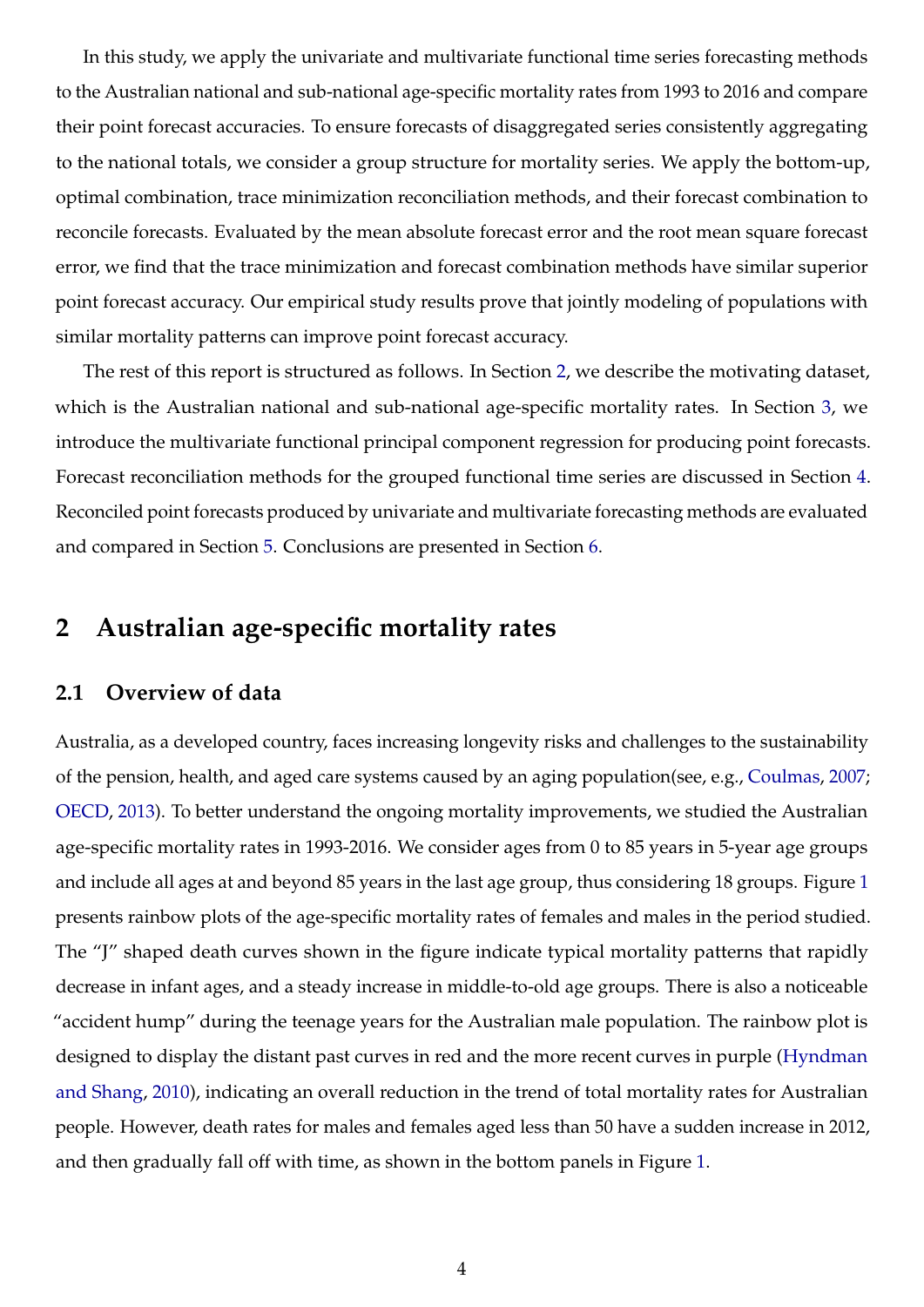In this study, we apply the univariate and multivariate functional time series forecasting methods to the Australian national and sub-national age-specific mortality rates from 1993 to 2016 and compare their point forecast accuracies. To ensure forecasts of disaggregated series consistently aggregating to the national totals, we consider a group structure for mortality series. We apply the bottom-up, optimal combination, trace minimization reconciliation methods, and their forecast combination to reconcile forecasts. Evaluated by the mean absolute forecast error and the root mean square forecast error, we find that the trace minimization and forecast combination methods have similar superior point forecast accuracy. Our empirical study results prove that jointly modeling of populations with similar mortality patterns can improve point forecast accuracy.

The rest of this report is structured as follows. In Section 2, we describe the motivating dataset, which is the Australian national and sub-national age-specific mortality rates. In Section 3, we introduce the multivariate functional principal component regression for producing point forecasts. Forecast reconciliation methods for the grouped functional time series are discussed in Section 4. Reconciled point forecasts produced by univariate and multivariate forecasting methods are evaluated and compared in Section 5. Conclusions are presented in Section 6.

## 2 Australian age-specific mortality rates

### 2.1 Overview of data

Australia, as a developed country, faces increasing longevity risks and challenges to the sustainability of the pension, health, and aged care systems caused by an aging population(see, e.g., Coulmas, 2007; OECD, 2013). To better understand the ongoing mortality improvements, we studied the Australian age-specific mortality rates in 1993-2016. We consider ages from 0 to 85 years in 5-year age groups and include all ages at and beyond 85 years in the last age group, thus considering 18 groups. Figure 1 presents rainbow plots of the age-specific mortality rates of females and males in the period studied. The "J" shaped death curves shown in the figure indicate typical mortality patterns that rapidly decrease in infant ages, and a steady increase in middle-to-old age groups. There is also a noticeable "accident hump" during the teenage years for the Australian male population. The rainbow plot is designed to display the distant past curves in red and the more recent curves in purple (Hyndman and Shang, 2010), indicating an overall reduction in the trend of total mortality rates for Australian people. However, death rates for males and females aged less than 50 have a sudden increase in 2012, and then gradually fall off with time, as shown in the bottom panels in Figure 1.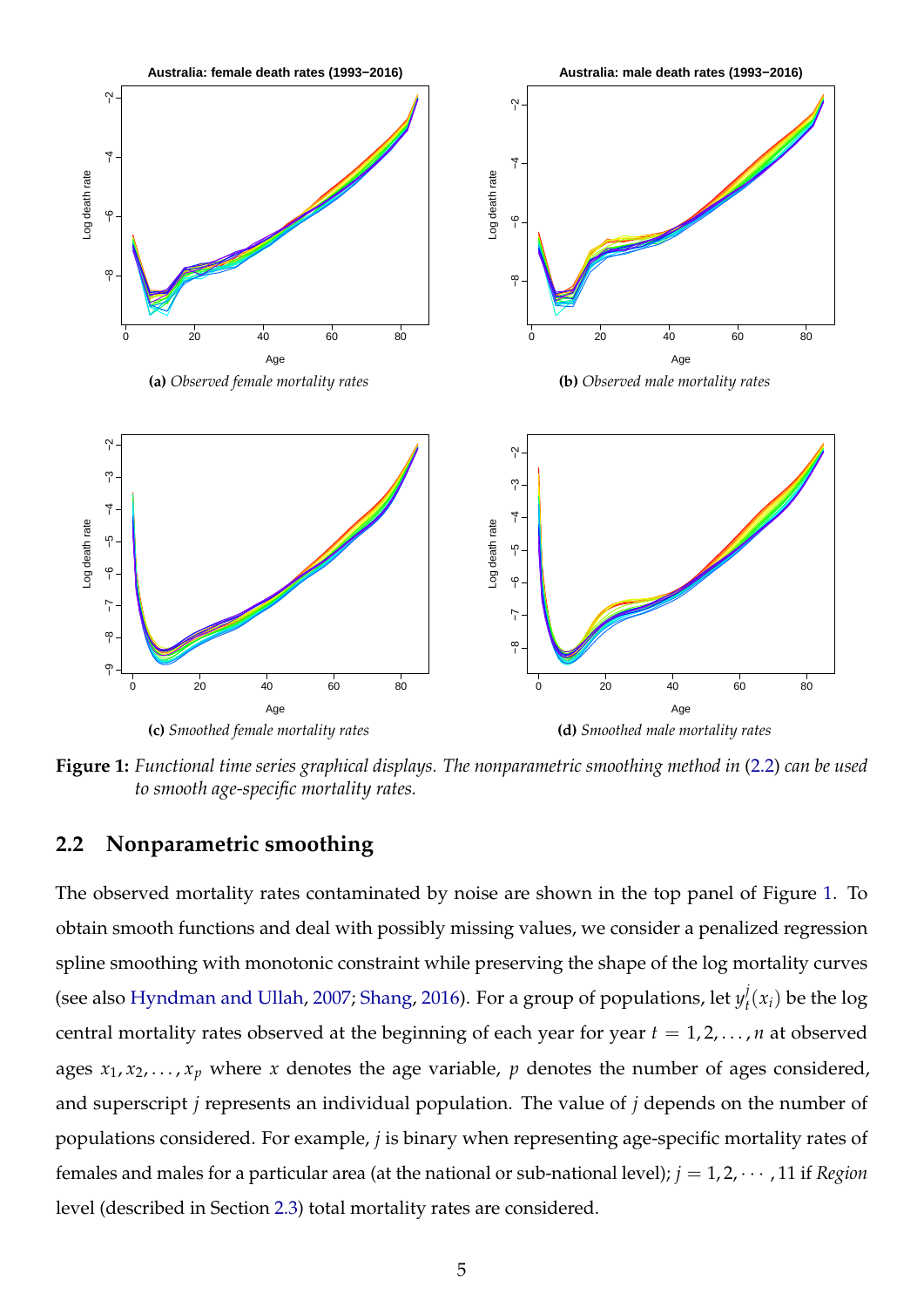**(a)** *Observed female mortality rates*

**(b)** *Observed male mortality rates*

**(c)** *Smoothed female mortality rates*

**(d)** *Smoothed male mortality rates*

**Figure 1:** *Functional time series graphical displays. The nonparametric smoothing method in (2.2) can be used to smooth age-specific mortality rates.*

## 2.2 Nonparametric smoothing

The observed mortality rates contaminated by noise are shown in the top panel of Figure 1. To obtain smooth functions and deal with possibly missing values, we consider a penalized regression spline smoothing with monotonic constraint while preserving the shape of the log mortality curves (see also Hyndman and Ullah, 2007; Shang, 2016). For a group of populations, let $y_t^j(x_i)$ be the log central mortality rates observed at the beginning of each year for year $t = 1, 2, \dots, n$ at observed ages $x_1, x_2, \dots, x_p$ where $x$ denotes the age variable, $p$ denotes the number of ages considered, and superscript $j$ represents an individual population. The value of $j$ depends on the number of populations considered. For example, $j$ is binary when representing age-specific mortality rates of females and males for a particular area (at the national or sub-national level); $j = 1, 2, \cdots, 11$ if *Region* level (described in Section 2.3) total mortality rates are considered.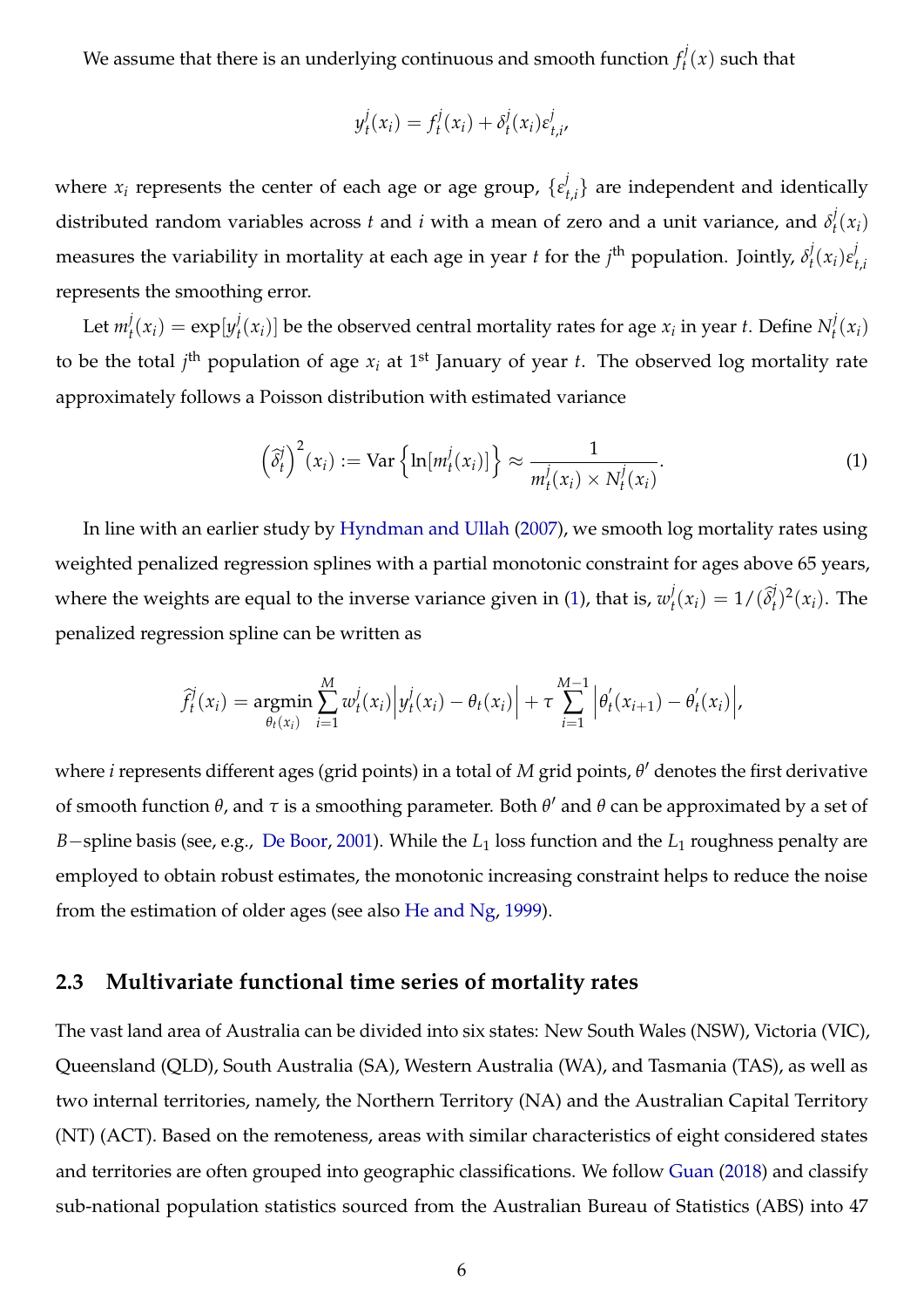We assume that there is an underlying continuous and smooth function $f_t^j(x)$ such that

$$y_t^j(x_i) = f_t^j(x_i) + \delta_t^j(x_i)\varepsilon_{t,i}^j,$$

where $x_i$ represents the center of each age or age group, $\{\varepsilon_{t,i}^j\}$ are independent and identically distributed random variables across $t$ and $i$ with a mean of zero and a unit variance, and $\delta_t^j(x_i)$ measures the variability in mortality at each age in year $t$ for the $j^{\text{th}}$ population. Jointly, $\delta_t^j(x_i)\varepsilon_{t,i}^j$ represents the smoothing error.

Let $m_t^j(x_i) = \exp[y_t^j(x_i)]$ be the observed central mortality rates for age $x_i$ in year $t$. Define $N_t^j(x_i)$ to be the total $j^{\text{th}}$ population of age $x_i$ at 1st January of year $t$. The observed log mortality rate approximately follows a Poisson distribution with estimated variance

$$\left(\widehat{\delta}_t^j\right)^2(x_i) := \text{Var}\left\{\ln[m_t^j(x_i)]\right\} \approx \frac{1}{m_t^j(x_i) \times N_t^j(x_i)}. \tag{1}$$

In line with an earlier study by Hyndman and Ullah (2007), we smooth log mortality rates using weighted penalized regression splines with a partial monotonic constraint for ages above 65 years, where the weights are equal to the inverse variance given in (1), that is, $w_t^j(x_i) = 1/(\widehat{\delta}_t^j)^2(x_i)$. The penalized regression spline can be written as

$$\widehat{f}_t^j(x_i) = \underset{\theta_t(x_i)}{\operatorname{argmin}} \sum_{i=1}^{M} w_t^j(x_i)\left|y_t^j(x_i) - \theta_t(x_i)\right| + \tau \sum_{i=1}^{M-1}\left|\theta_t'(x_{i+1}) - \theta_t'(x_i)\right|,$$

where $i$ represents different ages (grid points) in a total of $M$ grid points, $\theta'$ denotes the first derivative of smooth function $\theta$, and $\tau$ is a smoothing parameter. Both $\theta'$ and $\theta$ can be approximated by a set of $B-$spline basis (see, e.g., De Boor, 2001). While the $L_1$ loss function and the $L_1$ roughness penalty are employed to obtain robust estimates, the monotonic increasing constraint helps to reduce the noise from the estimation of older ages (see also He and Ng, 1999).

### 2.3 Multivariate functional time series of mortality rates

The vast land area of Australia can be divided into six states: New South Wales (NSW), Victoria (VIC), Queensland (QLD), South Australia (SA), Western Australia (WA), and Tasmania (TAS), as well as two internal territories, namely, the Northern Territory (NA) and the Australian Capital Territory (NT) (ACT). Based on the remoteness, areas with similar characteristics of eight considered states and territories are often grouped into geographic classifications. We follow Guan (2018) and classify sub-national population statistics sourced from the Australian Bureau of Statistics (ABS) into 47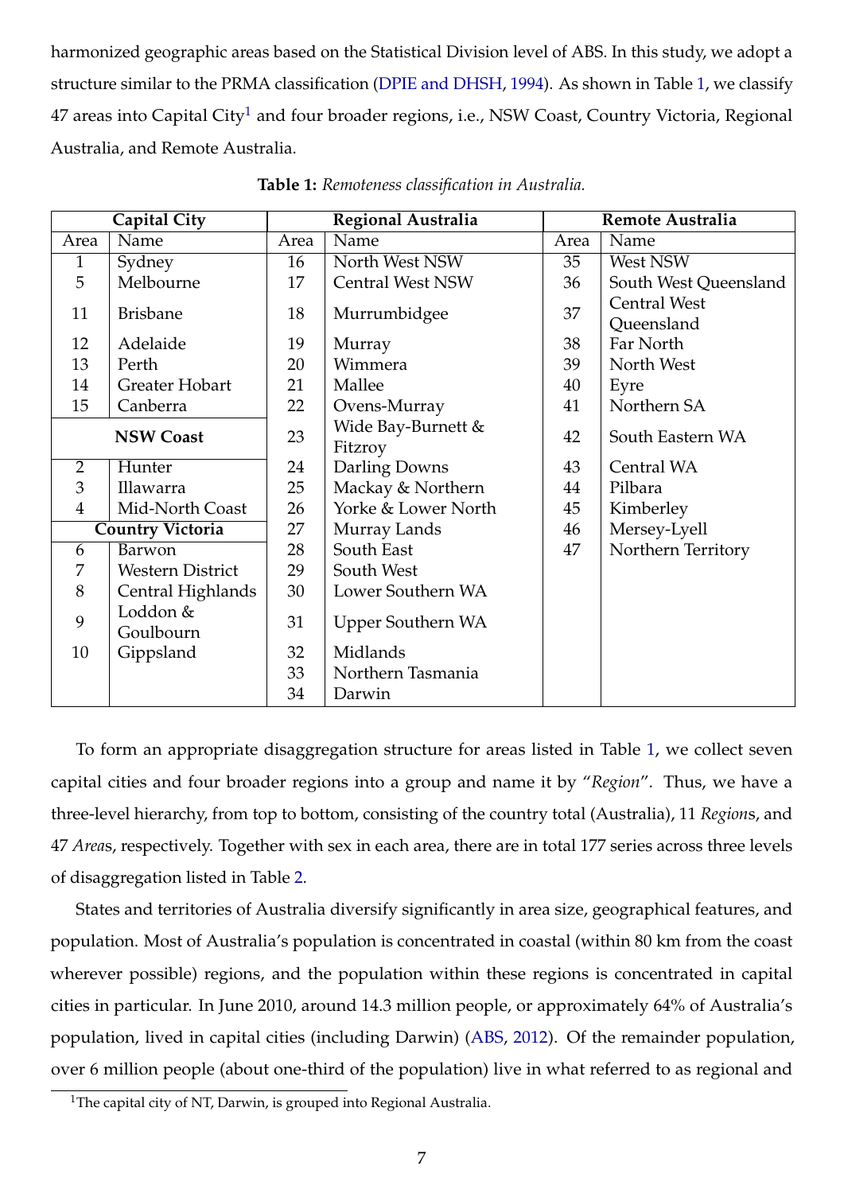harmonized geographic areas based on the Statistical Division level of ABS. In this study, we adopt a structure similar to the PRMA classification (DPIE and DHSH, 1994). As shown in Table 1, we classify 47 areas into Capital City[1] and four broader regions, i.e., NSW Coast, Country Victoria, Regional Australia, and Remote Australia.

**Table 1:** *Remoteness classification in Australia.*

| Capital City | | Regional Australia | | Remote Australia | |
|---|---|---|---|---|---|
| Area | Name | Area | Name | Area | Name |
| 1 | Sydney | 16 | North West NSW | 35 | West NSW |
| 5 | Melbourne | 17 | Central West NSW | 36 | South West Queensland |
| 11 | Brisbane | 18 | Murrumbidgee | 37 | Central West Queensland |
| 12 | Adelaide | 19 | Murray | 38 | Far North |
| 13 | Perth | 20 | Wimmera | 39 | North West |
| 14 | Greater Hobart | 21 | Mallee | 40 | Eyre |
| 15 | Canberra | 22 | Ovens-Murray | 41 | Northern SA |
| **NSW Coast** | | 23 | Wide Bay-Burnett & Fitzroy | 42 | South Eastern WA |
| 2 | Hunter | 24 | Darling Downs | 43 | Central WA |
| 3 | Illawarra | 25 | Mackay & Northern | 44 | Pilbara |
| 4 | Mid-North Coast | 26 | Yorke & Lower North | 45 | Kimberley |
| **Country Victoria** | | 27 | Murray Lands | 46 | Mersey-Lyell |
| 6 | Barwon | 28 | South East | 47 | Northern Territory |
| 7 | Western District | 29 | South West | | |
| 8 | Central Highlands | 30 | Lower Southern WA | | |
| 9 | Loddon & Goulbourn | 31 | Upper Southern WA | | |
| 10 | Gippsland | 32 | Midlands | | |
| | | 33 | Northern Tasmania | | |
| | | 34 | Darwin | | |

To form an appropriate disaggregation structure for areas listed in Table 1, we collect seven capital cities and four broader regions into a group and name it by "*Region*". Thus, we have a three-level hierarchy, from top to bottom, consisting of the country total (Australia), 11 *Region*s, and 47 *Area*s, respectively. Together with sex in each area, there are in total 177 series across three levels of disaggregation listed in Table 2.

States and territories of Australia diversify significantly in area size, geographical features, and population. Most of Australia's population is concentrated in coastal (within 80 km from the coast wherever possible) regions, and the population within these regions is concentrated in capital cities in particular. In June 2010, around 14.3 million people, or approximately 64% of Australia's population, lived in capital cities (including Darwin) (ABS, 2012). Of the remainder population, over 6 million people (about one-third of the population) live in what referred to as regional and

[1]The capital city of NT, Darwin, is grouped into Regional Australia.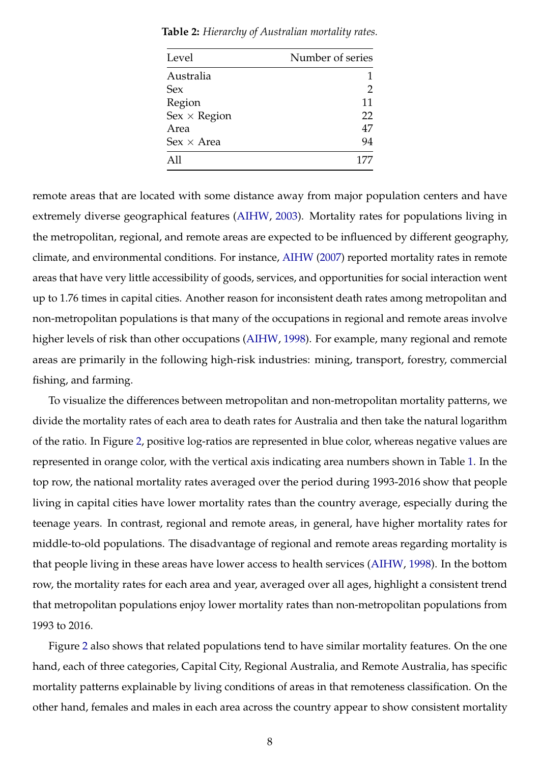**Table 2:** *Hierarchy of Australian mortality rates.*

| Level | Number of series |
|---|---|
| Australia | 1 |
| Sex | 2 |
| Region | 11 |
| Sex × Region | 22 |
| Area | 47 |
| Sex × Area | 94 |
| All | 177 |

remote areas that are located with some distance away from major population centers and have extremely diverse geographical features (AIHW, 2003). Mortality rates for populations living in the metropolitan, regional, and remote areas are expected to be influenced by different geography, climate, and environmental conditions. For instance, AIHW (2007) reported mortality rates in remote areas that have very little accessibility of goods, services, and opportunities for social interaction went up to 1.76 times in capital cities. Another reason for inconsistent death rates among metropolitan and non-metropolitan populations is that many of the occupations in regional and remote areas involve higher levels of risk than other occupations (AIHW, 1998). For example, many regional and remote areas are primarily in the following high-risk industries: mining, transport, forestry, commercial fishing, and farming.

To visualize the differences between metropolitan and non-metropolitan mortality patterns, we divide the mortality rates of each area to death rates for Australia and then take the natural logarithm of the ratio. In Figure 2, positive log-ratios are represented in blue color, whereas negative values are represented in orange color, with the vertical axis indicating area numbers shown in Table 1. In the top row, the national mortality rates averaged over the period during 1993-2016 show that people living in capital cities have lower mortality rates than the country average, especially during the teenage years. In contrast, regional and remote areas, in general, have higher mortality rates for middle-to-old populations. The disadvantage of regional and remote areas regarding mortality is that people living in these areas have lower access to health services (AIHW, 1998). In the bottom row, the mortality rates for each area and year, averaged over all ages, highlight a consistent trend that metropolitan populations enjoy lower mortality rates than non-metropolitan populations from 1993 to 2016.

Figure 2 also shows that related populations tend to have similar mortality features. On the one hand, each of three categories, Capital City, Regional Australia, and Remote Australia, has specific mortality patterns explainable by living conditions of areas in that remoteness classification. On the other hand, females and males in each area across the country appear to show consistent mortality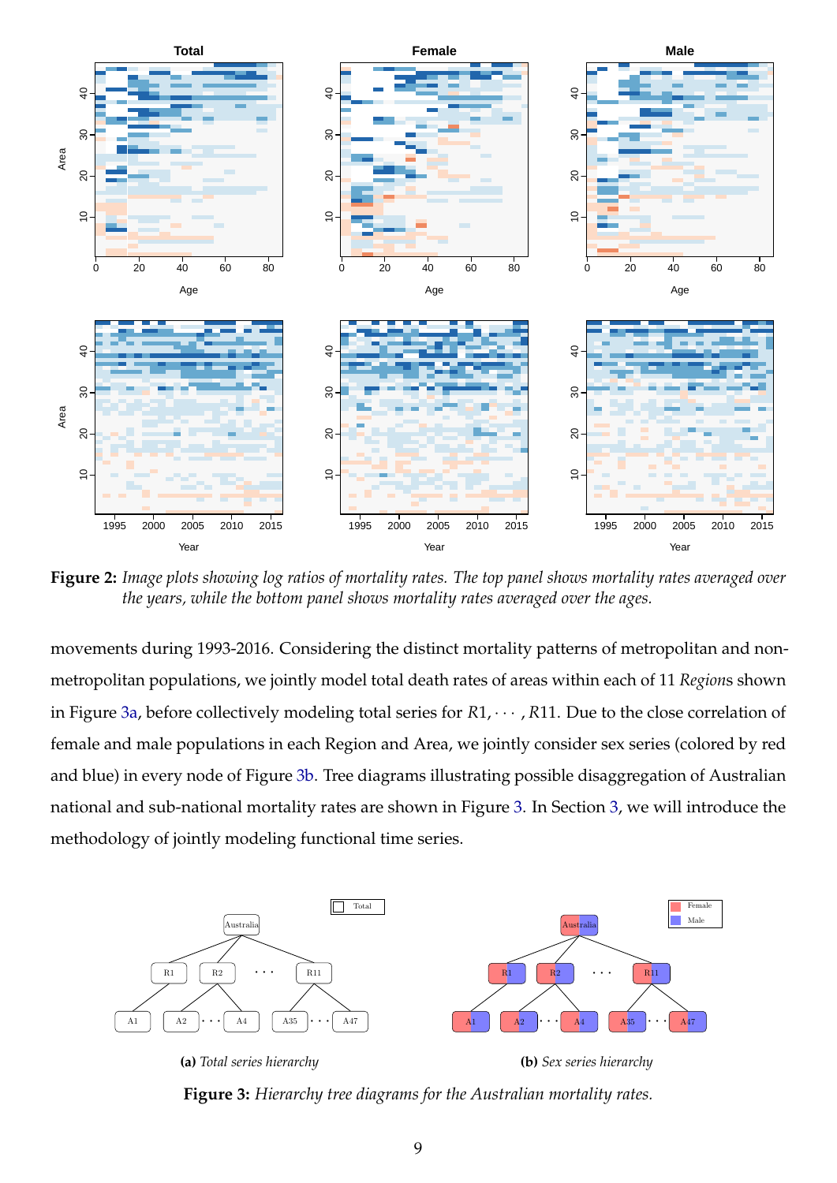**Figure 2:** *Image plots showing log ratios of mortality rates. The top panel shows mortality rates averaged over the years, while the bottom panel shows mortality rates averaged over the ages.*

movements during 1993-2016. Considering the distinct mortality patterns of metropolitan and non-metropolitan populations, we jointly model total death rates of areas within each of 11 *Region*s shown in Figure 3a, before collectively modeling total series for $R1, \cdots, R11$. Due to the close correlation of female and male populations in each Region and Area, we jointly consider sex series (colored by red and blue) in every node of Figure 3b. Tree diagrams illustrating possible disaggregation of Australian national and sub-national mortality rates are shown in Figure 3. In Section 3, we will introduce the methodology of jointly modeling functional time series.

**(a)** *Total series hierarchy*

**(b)** *Sex series hierarchy*

**Figure 3:** *Hierarchy tree diagrams for the Australian mortality rates.*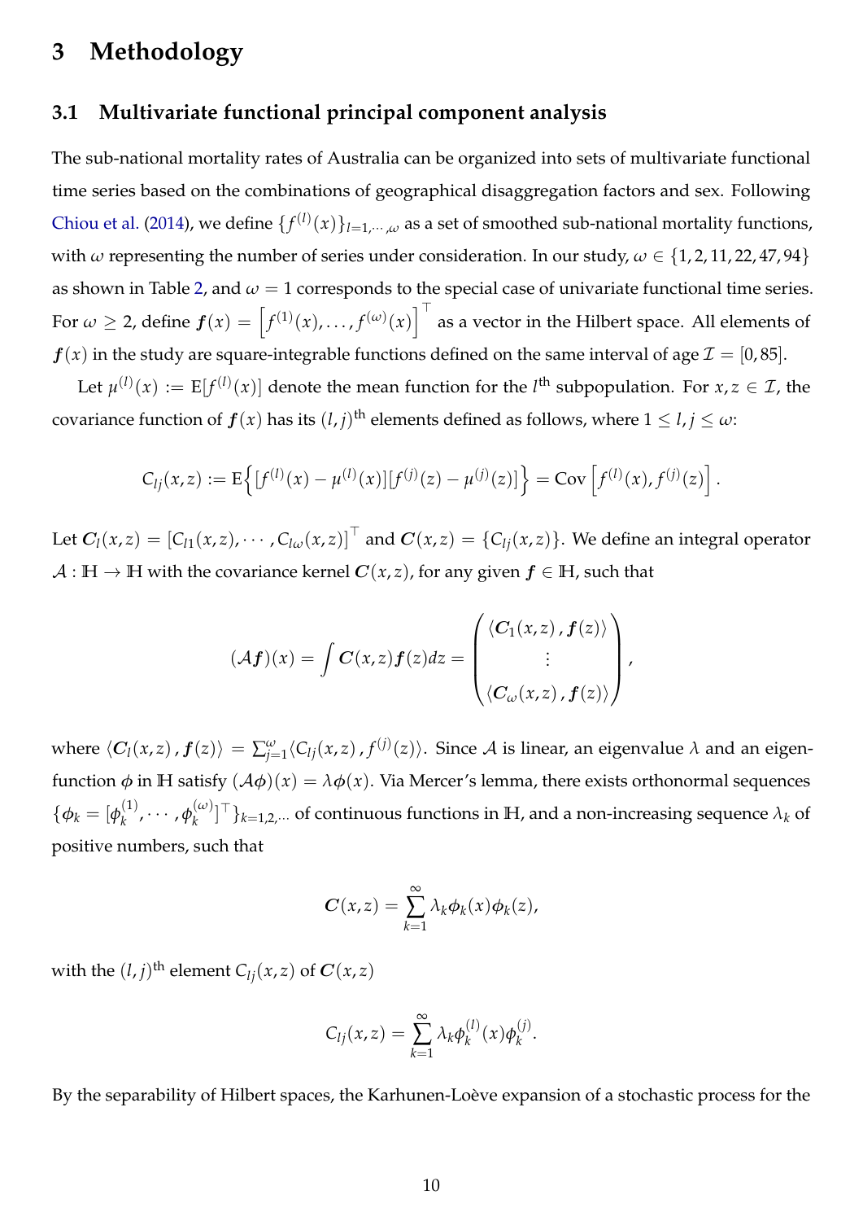# 3 Methodology

## 3.1 Multivariate functional principal component analysis

The sub-national mortality rates of Australia can be organized into sets of multivariate functional time series based on the combinations of geographical disaggregation factors and sex. Following Chiou et al. (2014), we define $\{f^{(l)}(x)\}_{l=1,\cdots,\omega}$ as a set of smoothed sub-national mortality functions, with $\omega$ representing the number of series under consideration. In our study, $\omega \in \{1, 2, 11, 22, 47, 94\}$ as shown in Table 2, and $\omega = 1$ corresponds to the special case of univariate functional time series. For $\omega \geq 2$, define $\boldsymbol{f}(x) = \left[f^{(1)}(x), \ldots, f^{(\omega)}(x)\right]^{\top}$ as a vector in the Hilbert space. All elements of $\boldsymbol{f}(x)$ in the study are square-integrable functions defined on the same interval of age $\mathcal{I} = [0, 85]$.

Let $\mu^{(l)}(x) := \mathrm{E}[f^{(l)}(x)]$ denote the mean function for the $l^{\text{th}}$ subpopulation. For $x, z \in \mathcal{I}$, the covariance function of $\boldsymbol{f}(x)$ has its $(l, j)^{\text{th}}$ elements defined as follows, where $1 \leq l, j \leq \omega$:

$$C_{lj}(x,z) := \mathrm{E}\Big\{[f^{(l)}(x) - \mu^{(l)}(x)][f^{(j)}(z) - \mu^{(j)}(z)]\Big\} = \mathrm{Cov}\left[f^{(l)}(x), f^{(j)}(z)\right].$$

Let $\boldsymbol{C}_l(x,z) = \left[C_{l1}(x,z), \cdots, C_{l\omega}(x,z)\right]^{\top}$ and $\boldsymbol{C}(x,z) = \{C_{lj}(x,z)\}$. We define an integral operator $\mathcal{A} : \mathbb{H} \to \mathbb{H}$ with the covariance kernel $\boldsymbol{C}(x,z)$, for any given $\boldsymbol{f} \in \mathbb{H}$, such that

$$(\mathcal{A}\boldsymbol{f})(x) = \int \boldsymbol{C}(x,z)\boldsymbol{f}(z)dz = \begin{pmatrix} \langle \boldsymbol{C}_1(x,z)\,, \boldsymbol{f}(z) \rangle \\ \vdots \\ \langle \boldsymbol{C}_\omega(x,z)\,, \boldsymbol{f}(z) \rangle \end{pmatrix},$$

where $\langle \boldsymbol{C}_l(x,z)\,, \boldsymbol{f}(z) \rangle = \sum_{j=1}^{\omega} \langle C_{lj}(x,z)\,, f^{(j)}(z) \rangle$. Since $\mathcal{A}$ is linear, an eigenvalue $\lambda$ and an eigenfunction $\boldsymbol{\phi}$ in $\mathbb{H}$ satisfy $(\mathcal{A}\boldsymbol{\phi})(x) = \lambda\boldsymbol{\phi}(x)$. Via Mercer's lemma, there exists orthonormal sequences $\{\boldsymbol{\phi}_k = [\phi_k^{(1)}, \cdots, \phi_k^{(\omega)}]^{\top}\}_{k=1,2,\cdots}$ of continuous functions in $\mathbb{H}$, and a non-increasing sequence $\lambda_k$ of positive numbers, such that

$$\boldsymbol{C}(x,z) = \sum_{k=1}^{\infty} \lambda_k \boldsymbol{\phi}_k(x) \boldsymbol{\phi}_k(z),$$

with the $(l, j)^{\text{th}}$ element $C_{lj}(x,z)$ of $\boldsymbol{C}(x,z)$

$$C_{lj}(x,z) = \sum_{k=1}^{\infty} \lambda_k \phi_k^{(l)}(x) \phi_k^{(j)}.$$

By the separability of Hilbert spaces, the Karhunen-Loève expansion of a stochastic process for the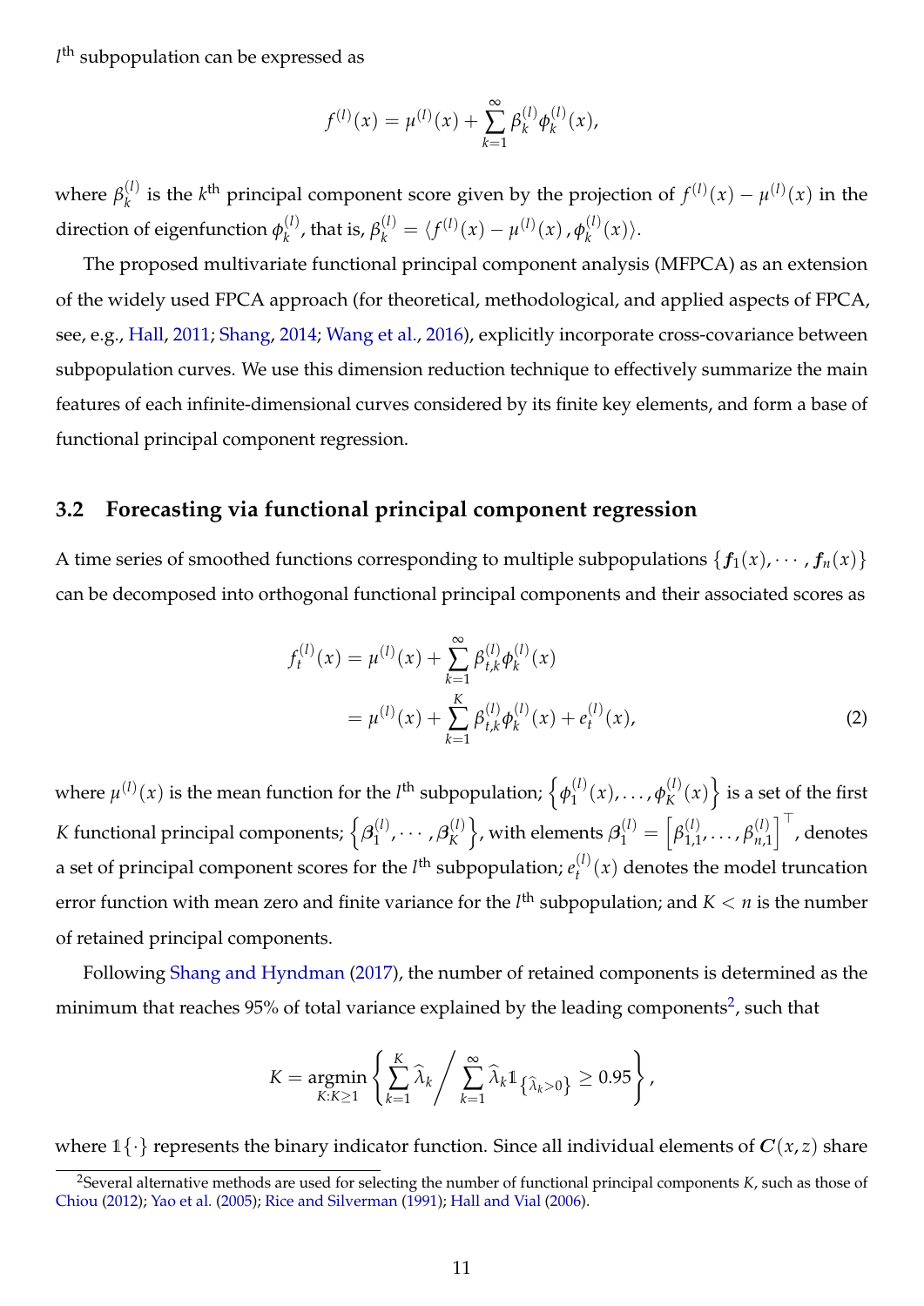$l^{\text{th}}$ subpopulation can be expressed as

$$f^{(l)}(x) = \mu^{(l)}(x) + \sum_{k=1}^{\infty} \beta_k^{(l)} \phi_k^{(l)}(x),$$

where $\beta_k^{(l)}$ is the $k^{\text{th}}$ principal component score given by the projection of $f^{(l)}(x) - \mu^{(l)}(x)$ in the direction of eigenfunction $\phi_k^{(l)}$, that is, $\beta_k^{(l)} = \langle f^{(l)}(x) - \mu^{(l)}(x), \phi_k^{(l)}(x)\rangle$.

The proposed multivariate functional principal component analysis (MFPCA) as an extension of the widely used FPCA approach (for theoretical, methodological, and applied aspects of FPCA, see, e.g., Hall, 2011; Shang, 2014; Wang et al., 2016), explicitly incorporate cross-covariance between subpopulation curves. We use this dimension reduction technique to effectively summarize the main features of each infinite-dimensional curves considered by its finite key elements, and form a base of functional principal component regression.

## 3.2 Forecasting via functional principal component regression

A time series of smoothed functions corresponding to multiple subpopulations $\{\boldsymbol{f}_1(x), \cdots, \boldsymbol{f}_n(x)\}$ can be decomposed into orthogonal functional principal components and their associated scores as

$$\begin{aligned} f_t^{(l)}(x) &= \mu^{(l)}(x) + \sum_{k=1}^{\infty} \beta_{t,k}^{(l)} \phi_k^{(l)}(x) \\ &= \mu^{(l)}(x) + \sum_{k=1}^{K} \beta_{t,k}^{(l)} \phi_k^{(l)}(x) + e_t^{(l)}(x), \end{aligned} \tag{2}$$

where $\mu^{(l)}(x)$ is the mean function for the $l^{\text{th}}$ subpopulation; $\left\{\phi_1^{(l)}(x), \dots, \phi_K^{(l)}(x)\right\}$ is a set of the first $K$ functional principal components; $\left\{\boldsymbol{\beta}_1^{(l)}, \cdots, \boldsymbol{\beta}_K^{(l)}\right\}$, with elements $\boldsymbol{\beta}_1^{(l)} = \left[\beta_{1,1}^{(l)}, \dots, \beta_{n,1}^{(l)}\right]^{\top}$, denotes a set of principal component scores for the $l^{\text{th}}$ subpopulation; $e_t^{(l)}(x)$ denotes the model truncation error function with mean zero and finite variance for the $l^{\text{th}}$ subpopulation; and $K < n$ is the number of retained principal components.

Following Shang and Hyndman (2017), the number of retained components is determined as the minimum that reaches 95% of total variance explained by the leading components[2], such that

$$K = \underset{K:K\geq 1}{\operatorname{argmin}} \left\{ \sum_{k=1}^{K} \widehat{\lambda}_k \Big/ \sum_{k=1}^{\infty} \widehat{\lambda}_k \mathbb{1}_{\{\widehat{\lambda}_k > 0\}} \geq 0.95 \right\},$$

where $\mathbb{1}\{\cdot\}$ represents the binary indicator function. Since all individual elements of $\boldsymbol{C}(x,z)$ share

[2] Several alternative methods are used for selecting the number of functional principal components $K$, such as those of Chiou (2012); Yao et al. (2005); Rice and Silverman (1991); Hall and Vial (2006).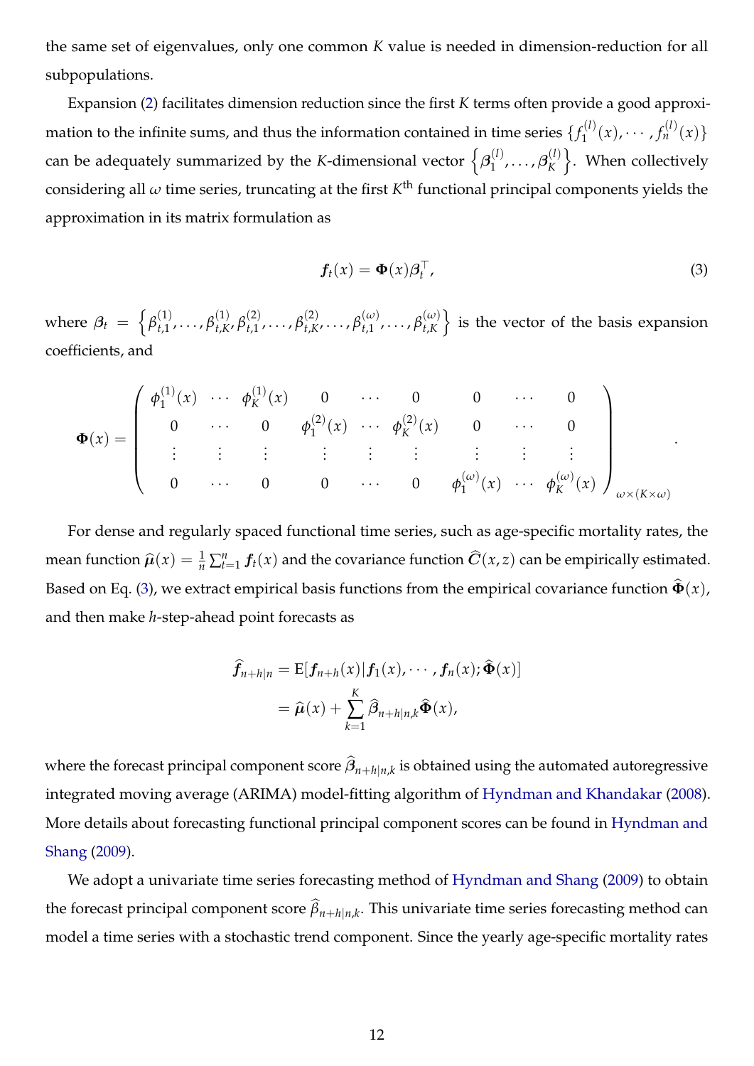the same set of eigenvalues, only one common $K$ value is needed in dimension-reduction for all subpopulations.

Expansion (2) facilitates dimension reduction since the first $K$ terms often provide a good approximation to the infinite sums, and thus the information contained in time series $\{f_1^{(l)}(x), \cdots, f_n^{(l)}(x)\}$ can be adequately summarized by the $K$-dimensional vector $\left\{\beta_1^{(l)}, \ldots, \beta_K^{(l)}\right\}$. When collectively considering all $\omega$ time series, truncating at the first $K^{\text{th}}$ functional principal components yields the approximation in its matrix formulation as

$$\boldsymbol{f}_t(x) = \boldsymbol{\Phi}(x)\boldsymbol{\beta}_t^\top, \tag{3}$$

where $\boldsymbol{\beta}_t = \left\{\beta_{t,1}^{(1)}, \ldots, \beta_{t,K}^{(1)}, \beta_{t,1}^{(2)}, \ldots, \beta_{t,K}^{(2)}, \ldots, \beta_{t,1}^{(\omega)}, \ldots, \beta_{t,K}^{(\omega)}\right\}$ is the vector of the basis expansion coefficients, and

$$\boldsymbol{\Phi}(x) = \begin{pmatrix} \phi_1^{(1)}(x) & \cdots & \phi_K^{(1)}(x) & 0 & \cdots & 0 & 0 & \cdots & 0 \\ 0 & \cdots & 0 & \phi_1^{(2)}(x) & \cdots & \phi_K^{(2)}(x) & 0 & \cdots & 0 \\ \vdots & \vdots & \vdots & \vdots & \vdots & \vdots & \vdots & \vdots & \vdots \\ 0 & \cdots & 0 & 0 & \cdots & 0 & \phi_1^{(\omega)}(x) & \cdots & \phi_K^{(\omega)}(x) \end{pmatrix}_{\omega \times (K \times \omega)}.$$

For dense and regularly spaced functional time series, such as age-specific mortality rates, the mean function $\widehat{\boldsymbol{\mu}}(x) = \frac{1}{n}\sum_{t=1}^{n} \boldsymbol{f}_t(x)$ and the covariance function $\widehat{\boldsymbol{C}}(x,z)$ can be empirically estimated. Based on Eq. (3), we extract empirical basis functions from the empirical covariance function $\widehat{\boldsymbol{\Phi}}(x)$, and then make $h$-step-ahead point forecasts as

$$\begin{aligned} \widehat{\boldsymbol{f}}_{n+h|n} &= \mathrm{E}[\boldsymbol{f}_{n+h}(x)|\boldsymbol{f}_1(x), \cdots, \boldsymbol{f}_n(x); \widehat{\boldsymbol{\Phi}}(x)] \\ &= \widehat{\boldsymbol{\mu}}(x) + \sum_{k=1}^{K} \widehat{\boldsymbol{\beta}}_{n+h|n,k} \widehat{\boldsymbol{\Phi}}(x), \end{aligned}$$

where the forecast principal component score $\widehat{\boldsymbol{\beta}}_{n+h|n,k}$ is obtained using the automated autoregressive integrated moving average (ARIMA) model-fitting algorithm of Hyndman and Khandakar (2008). More details about forecasting functional principal component scores can be found in Hyndman and Shang (2009).

We adopt a univariate time series forecasting method of Hyndman and Shang (2009) to obtain the forecast principal component score $\widehat{\beta}_{n+h|n,k}$. This univariate time series forecasting method can model a time series with a stochastic trend component. Since the yearly age-specific mortality rates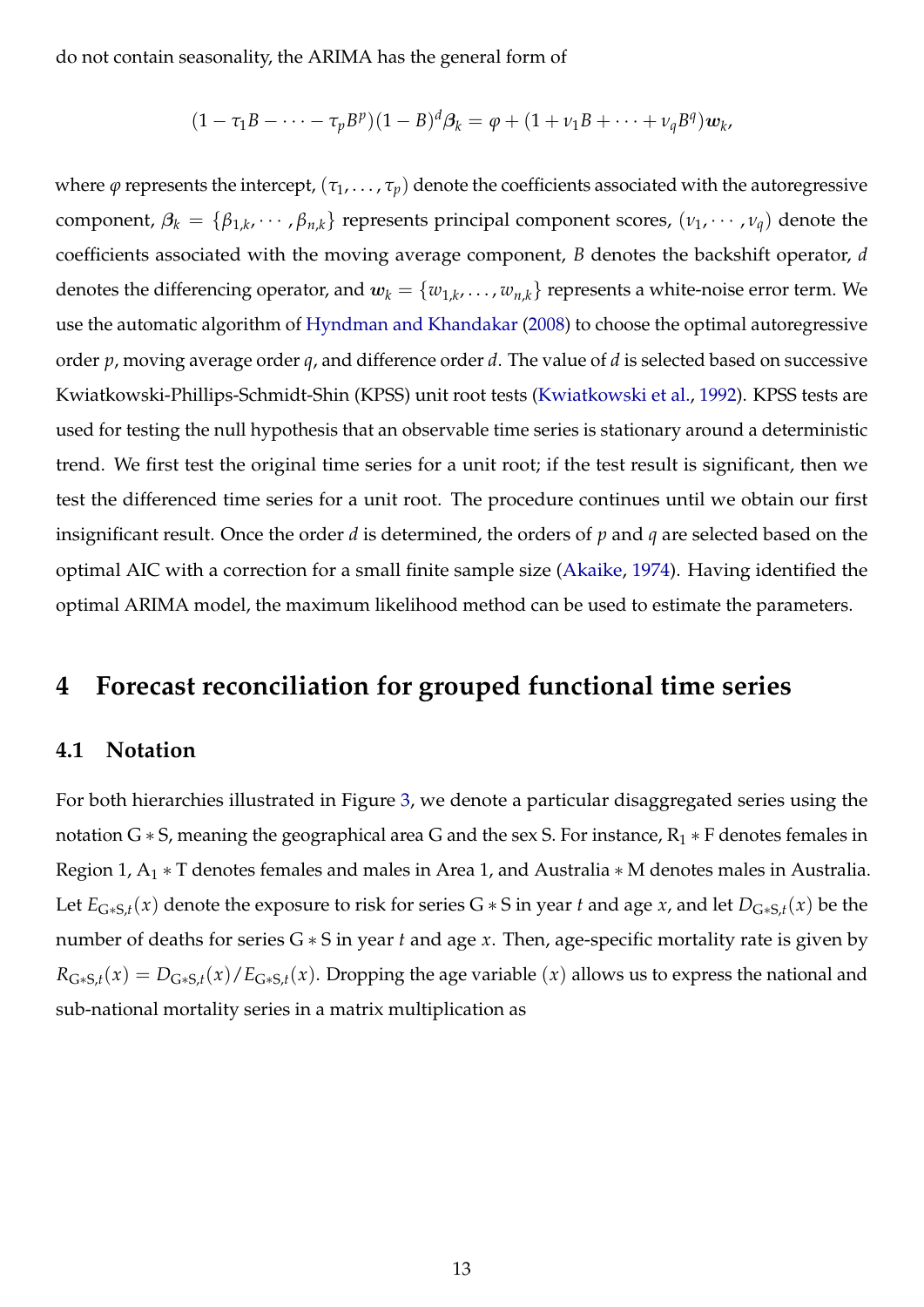do not contain seasonality, the ARIMA has the general form of

$$(1 - \tau_1 B - \cdots - \tau_p B^p)(1-B)^d \boldsymbol{\beta}_k = \varphi + (1 + \nu_1 B + \cdots + \nu_q B^q)\boldsymbol{w}_k,$$

where $\varphi$ represents the intercept, $(\tau_1, \dots, \tau_p)$ denote the coefficients associated with the autoregressive component, $\boldsymbol{\beta}_k = \{\beta_{1,k}, \cdots, \beta_{n,k}\}$ represents principal component scores, $(\nu_1, \cdots, \nu_q)$ denote the coefficients associated with the moving average component, $B$ denotes the backshift operator, $d$ denotes the differencing operator, and $\boldsymbol{w}_k = \{w_{1,k}, \dots, w_{n,k}\}$ represents a white-noise error term. We use the automatic algorithm of Hyndman and Khandakar (2008) to choose the optimal autoregressive order $p$, moving average order $q$, and difference order $d$. The value of $d$ is selected based on successive Kwiatkowski-Phillips-Schmidt-Shin (KPSS) unit root tests (Kwiatkowski et al., 1992). KPSS tests are used for testing the null hypothesis that an observable time series is stationary around a deterministic trend. We first test the original time series for a unit root; if the test result is significant, then we test the differenced time series for a unit root. The procedure continues until we obtain our first insignificant result. Once the order $d$ is determined, the orders of $p$ and $q$ are selected based on the optimal AIC with a correction for a small finite sample size (Akaike, 1974). Having identified the optimal ARIMA model, the maximum likelihood method can be used to estimate the parameters.

# 4 Forecast reconciliation for grouped functional time series

## 4.1 Notation

For both hierarchies illustrated in Figure 3, we denote a particular disaggregated series using the notation $\text{G} * \text{S}$, meaning the geographical area G and the sex S. For instance, $\text{R}_1 * \text{F}$ denotes females in Region 1, $\text{A}_1 * \text{T}$ denotes females and males in Area 1, and Australia $* \text{M}$ denotes males in Australia. Let $E_{\text{G}*\text{S},t}(x)$ denote the exposure to risk for series $\text{G} * \text{S}$ in year $t$ and age $x$, and let $D_{\text{G}*\text{S},t}(x)$ be the number of deaths for series $\text{G} * \text{S}$ in year $t$ and age $x$. Then, age-specific mortality rate is given by $R_{\text{G}*\text{S},t}(x) = D_{\text{G}*\text{S},t}(x)/E_{\text{G}*\text{S},t}(x)$. Dropping the age variable $(x)$ allows us to express the national and sub-national mortality series in a matrix multiplication as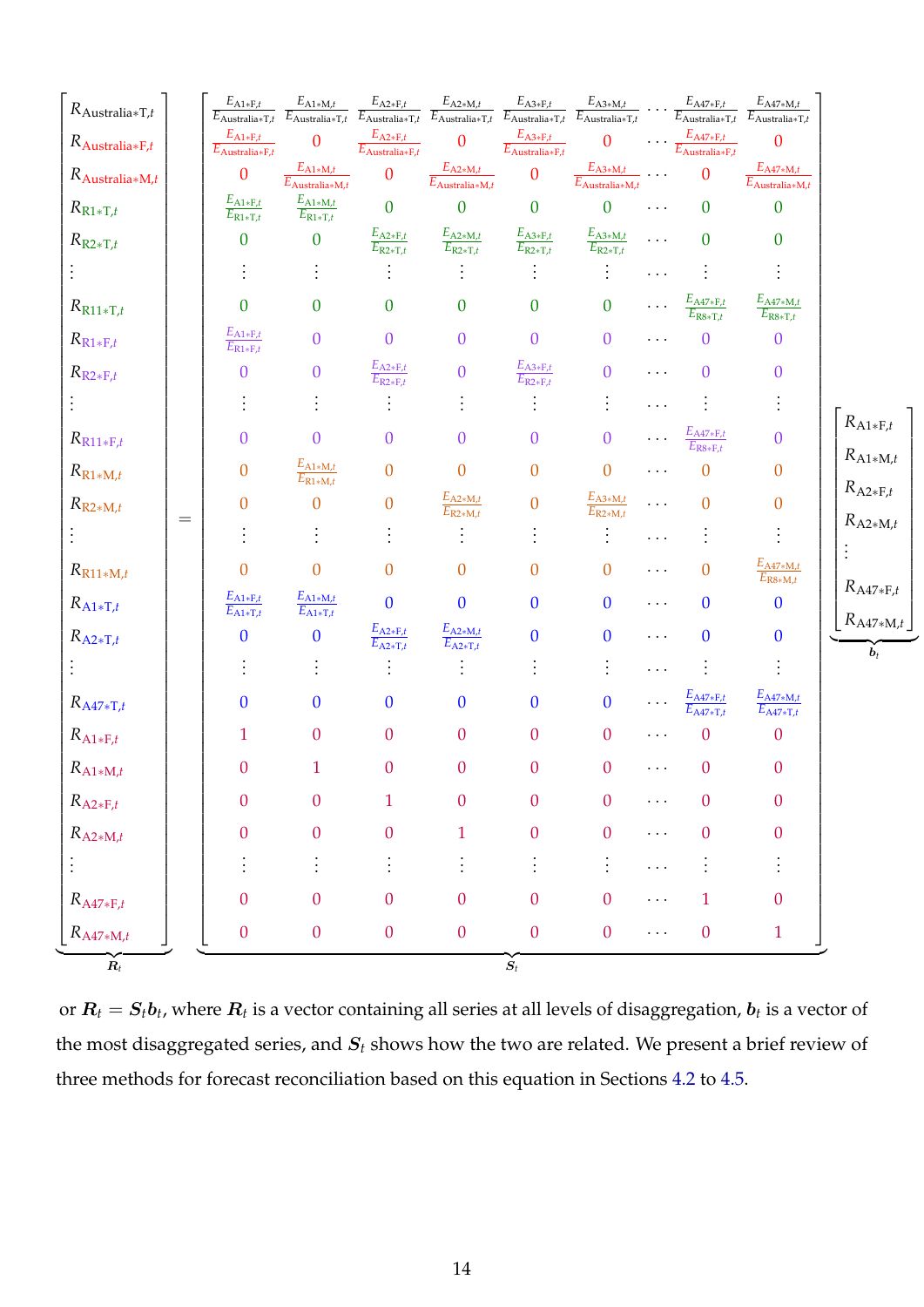$$
\underbrace{\begin{bmatrix}
R_{\text{Australia}*\text{T},t} \\
R_{\text{Australia}*\text{F},t} \\
R_{\text{Australia}*\text{M},t} \\
R_{\text{R1}*\text{T},t} \\
R_{\text{R2}*\text{T},t} \\
\vdots \\
R_{\text{R11}*\text{T},t} \\
R_{\text{R1}*\text{F},t} \\
R_{\text{R2}*\text{F},t} \\
\vdots \\
R_{\text{R11}*\text{F},t} \\
R_{\text{R1}*\text{M},t} \\
R_{\text{R2}*\text{M},t} \\
\vdots \\
R_{\text{R11}*\text{M},t} \\
R_{\text{A1}*\text{T},t} \\
R_{\text{A2}*\text{T},t} \\
\vdots \\
R_{\text{A47}*\text{T},t} \\
R_{\text{A1}*\text{F},t} \\
R_{\text{A1}*\text{M},t} \\
R_{\text{A2}*\text{F},t} \\
R_{\text{A2}*\text{M},t} \\
\vdots \\
R_{\text{A47}*\text{F},t} \\
R_{\text{A47}*\text{M},t}
\end{bmatrix}}_{\boldsymbol{R}_t}
=
\underbrace{\begin{bmatrix}
\frac{E_{\text{A1}*\text{F},t}}{E_{\text{Australia}*\text{T},t}} & \frac{E_{\text{A1}*\text{M},t}}{E_{\text{Australia}*\text{T},t}} & \frac{E_{\text{A2}*\text{F},t}}{E_{\text{Australia}*\text{T},t}} & \frac{E_{\text{A2}*\text{M},t}}{E_{\text{Australia}*\text{T},t}} & \frac{E_{\text{A3}*\text{F},t}}{E_{\text{Australia}*\text{T},t}} & \frac{E_{\text{A3}*\text{M},t}}{E_{\text{Australia}*\text{T},t}} & \cdots & \frac{E_{\text{A47}*\text{F},t}}{E_{\text{Australia}*\text{T},t}} & \frac{E_{\text{A47}*\text{M},t}}{E_{\text{Australia}*\text{T},t}} \\
\frac{E_{\text{A1}*\text{F},t}}{E_{\text{Australia}*\text{F},t}} & 0 & \frac{E_{\text{A2}*\text{F},t}}{E_{\text{Australia}*\text{F},t}} & 0 & \frac{E_{\text{A3}*\text{F},t}}{E_{\text{Australia}*\text{F},t}} & 0 & \cdots & \frac{E_{\text{A47}*\text{F},t}}{E_{\text{Australia}*\text{F},t}} & 0 \\
0 & \frac{E_{\text{A1}*\text{M},t}}{E_{\text{Australia}*\text{M},t}} & 0 & \frac{E_{\text{A2}*\text{M},t}}{E_{\text{Australia}*\text{M},t}} & 0 & \frac{E_{\text{A3}*\text{M},t}}{E_{\text{Australia}*\text{M},t}} & \cdots & 0 & \frac{E_{\text{A47}*\text{M},t}}{E_{\text{Australia}*\text{M},t}} \\
\frac{E_{\text{A1}*\text{F},t}}{E_{\text{R1}*\text{T},t}} & \frac{E_{\text{A1}*\text{M},t}}{E_{\text{R1}*\text{T},t}} & 0 & 0 & 0 & 0 & \cdots & 0 & 0 \\
0 & 0 & \frac{E_{\text{A2}*\text{F},t}}{E_{\text{R2}*\text{T},t}} & \frac{E_{\text{A2}*\text{M},t}}{E_{\text{R2}*\text{T},t}} & \frac{E_{\text{A3}*\text{F},t}}{E_{\text{R2}*\text{T},t}} & \frac{E_{\text{A3}*\text{M},t}}{E_{\text{R2}*\text{T},t}} & \cdots & 0 & 0 \\
\vdots & \vdots & \vdots & \vdots & \vdots & \vdots & \cdots & \vdots & \vdots \\
0 & 0 & 0 & 0 & 0 & 0 & \cdots & \frac{E_{\text{A47}*\text{F},t}}{E_{\text{R8}*\text{T},t}} & \frac{E_{\text{A47}*\text{M},t}}{E_{\text{R8}*\text{T},t}} \\
\frac{E_{\text{A1}*\text{F},t}}{E_{\text{R1}*\text{F},t}} & 0 & 0 & 0 & 0 & 0 & \cdots & 0 & 0 \\
0 & 0 & \frac{E_{\text{A2}*\text{F},t}}{E_{\text{R2}*\text{F},t}} & 0 & \frac{E_{\text{A3}*\text{F},t}}{E_{\text{R2}*\text{F},t}} & 0 & \cdots & 0 & 0 \\
\vdots & \vdots & \vdots & \vdots & \vdots & \vdots & \cdots & \vdots & \vdots \\
0 & 0 & 0 & 0 & 0 & 0 & \cdots & \frac{E_{\text{A47}*\text{F},t}}{E_{\text{R8}*\text{F},t}} & 0 \\
0 & \frac{E_{\text{A1}*\text{M},t}}{E_{\text{R1}*\text{M},t}} & 0 & 0 & 0 & 0 & \cdots & 0 & 0 \\
0 & 0 & 0 & \frac{E_{\text{A2}*\text{M},t}}{E_{\text{R2}*\text{M},t}} & 0 & \frac{E_{\text{A3}*\text{M},t}}{E_{\text{R2}*\text{M},t}} & \cdots & 0 & 0 \\
\vdots & \vdots & \vdots & \vdots & \vdots & \vdots & \cdots & \vdots & \vdots \\
0 & 0 & 0 & 0 & 0 & 0 & \cdots & 0 & \frac{E_{\text{A47}*\text{M},t}}{E_{\text{R8}*\text{M},t}} \\
\frac{E_{\text{A1}*\text{F},t}}{E_{\text{A1}*\text{T},t}} & \frac{E_{\text{A1}*\text{M},t}}{E_{\text{A1}*\text{T},t}} & 0 & 0 & 0 & 0 & \cdots & 0 & 0 \\
0 & 0 & \frac{E_{\text{A2}*\text{F},t}}{E_{\text{A2}*\text{T},t}} & \frac{E_{\text{A2}*\text{M},t}}{E_{\text{A2}*\text{T},t}} & 0 & 0 & \cdots & 0 & 0 \\
\vdots & \vdots & \vdots & \vdots & \vdots & \vdots & \cdots & \vdots & \vdots \\
0 & 0 & 0 & 0 & 0 & 0 & \cdots & \frac{E_{\text{A47}*\text{F},t}}{E_{\text{A47}*\text{T},t}} & \frac{E_{\text{A47}*\text{M},t}}{E_{\text{A47}*\text{T},t}} \\
1 & 0 & 0 & 0 & 0 & 0 & \cdots & 0 & 0 \\
0 & 1 & 0 & 0 & 0 & 0 & \cdots & 0 & 0 \\
0 & 0 & 1 & 0 & 0 & 0 & \cdots & 0 & 0 \\
0 & 0 & 0 & 1 & 0 & 0 & \cdots & 0 & 0 \\
\vdots & \vdots & \vdots & \vdots & \vdots & \vdots & \cdots & \vdots & \vdots \\
0 & 0 & 0 & 0 & 0 & 0 & \cdots & 1 & 0 \\
0 & 0 & 0 & 0 & 0 & 0 & \cdots & 0 & 1
\end{bmatrix}}_{\boldsymbol{S}_t}
\underbrace{\begin{bmatrix}
R_{\text{A1}*\text{F},t} \\
R_{\text{A1}*\text{M},t} \\
R_{\text{A2}*\text{F},t} \\
R_{\text{A2}*\text{M},t} \\
\vdots \\
R_{\text{A47}*\text{F},t} \\
R_{\text{A47}*\text{M},t}
\end{bmatrix}}_{\boldsymbol{b}_t}
$$

or $\boldsymbol{R}_t = \boldsymbol{S}_t \boldsymbol{b}_t$, where $\boldsymbol{R}_t$ is a vector containing all series at all levels of disaggregation, $\boldsymbol{b}_t$ is a vector of the most disaggregated series, and $\boldsymbol{S}_t$ shows how the two are related. We present a brief review of three methods for forecast reconciliation based on this equation in Sections 4.2 to 4.5.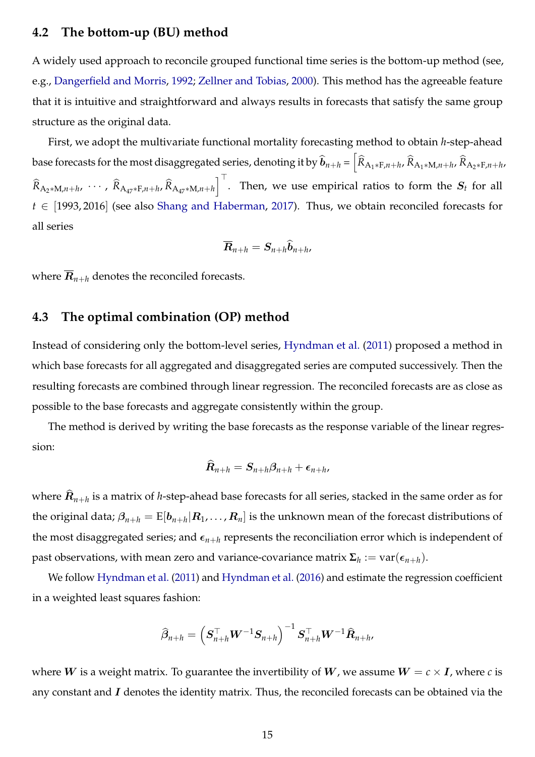### 4.2 The bottom-up (BU) method

A widely used approach to reconcile grouped functional time series is the bottom-up method (see, e.g., Dangerfield and Morris, 1992; Zellner and Tobias, 2000). This method has the agreeable feature that it is intuitive and straightforward and always results in forecasts that satisfy the same group structure as the original data.

First, we adopt the multivariate functional mortality forecasting method to obtain $h$-step-ahead base forecasts for the most disaggregated series, denoting it by $\widehat{\boldsymbol{b}}_{n+h} = \Big[\widehat{R}_{\text{A}_1*\text{F},n+h}, \widehat{R}_{\text{A}_1*\text{M},n+h}, \widehat{R}_{\text{A}_2*\text{F},n+h}, \widehat{R}_{\text{A}_2*\text{M},n+h}, \cdots, \widehat{R}_{\text{A}_{47}*\text{F},n+h}, \widehat{R}_{\text{A}_{47}*\text{M},n+h}\Big]^{\top}$. Then, we use empirical ratios to form the $\boldsymbol{S}_t$ for all $t \in [1993, 2016]$ (see also Shang and Haberman, 2017). Thus, we obtain reconciled forecasts for all series

$$\overline{\boldsymbol{R}}_{n+h} = \boldsymbol{S}_{n+h}\widehat{\boldsymbol{b}}_{n+h},$$

where $\overline{\boldsymbol{R}}_{n+h}$ denotes the reconciled forecasts.

### 4.3 The optimal combination (OP) method

Instead of considering only the bottom-level series, Hyndman et al. (2011) proposed a method in which base forecasts for all aggregated and disaggregated series are computed successively. Then the resulting forecasts are combined through linear regression. The reconciled forecasts are as close as possible to the base forecasts and aggregate consistently within the group.

The method is derived by writing the base forecasts as the response variable of the linear regression:

$$\widehat{\boldsymbol{R}}_{n+h} = \boldsymbol{S}_{n+h}\boldsymbol{\beta}_{n+h} + \boldsymbol{\epsilon}_{n+h},$$

where $\widehat{\boldsymbol{R}}_{n+h}$ is a matrix of $h$-step-ahead base forecasts for all series, stacked in the same order as for the original data; $\boldsymbol{\beta}_{n+h} = \text{E}[\boldsymbol{b}_{n+h}|\boldsymbol{R}_1, \dots, \boldsymbol{R}_n]$ is the unknown mean of the forecast distributions of the most disaggregated series; and $\boldsymbol{\epsilon}_{n+h}$ represents the reconciliation error which is independent of past observations, with mean zero and variance-covariance matrix $\boldsymbol{\Sigma}_h := \text{var}(\boldsymbol{\epsilon}_{n+h})$.

We follow Hyndman et al. (2011) and Hyndman et al. (2016) and estimate the regression coefficient in a weighted least squares fashion:

$$\widehat{\boldsymbol{\beta}}_{n+h} = \left(\boldsymbol{S}_{n+h}^{\top}\boldsymbol{W}^{-1}\boldsymbol{S}_{n+h}\right)^{-1}\boldsymbol{S}_{n+h}^{\top}\boldsymbol{W}^{-1}\widehat{\boldsymbol{R}}_{n+h},$$

where $\boldsymbol{W}$ is a weight matrix. To guarantee the invertibility of $\boldsymbol{W}$, we assume $\boldsymbol{W} = c \times \boldsymbol{I}$, where $c$ is any constant and $\boldsymbol{I}$ denotes the identity matrix. Thus, the reconciled forecasts can be obtained via the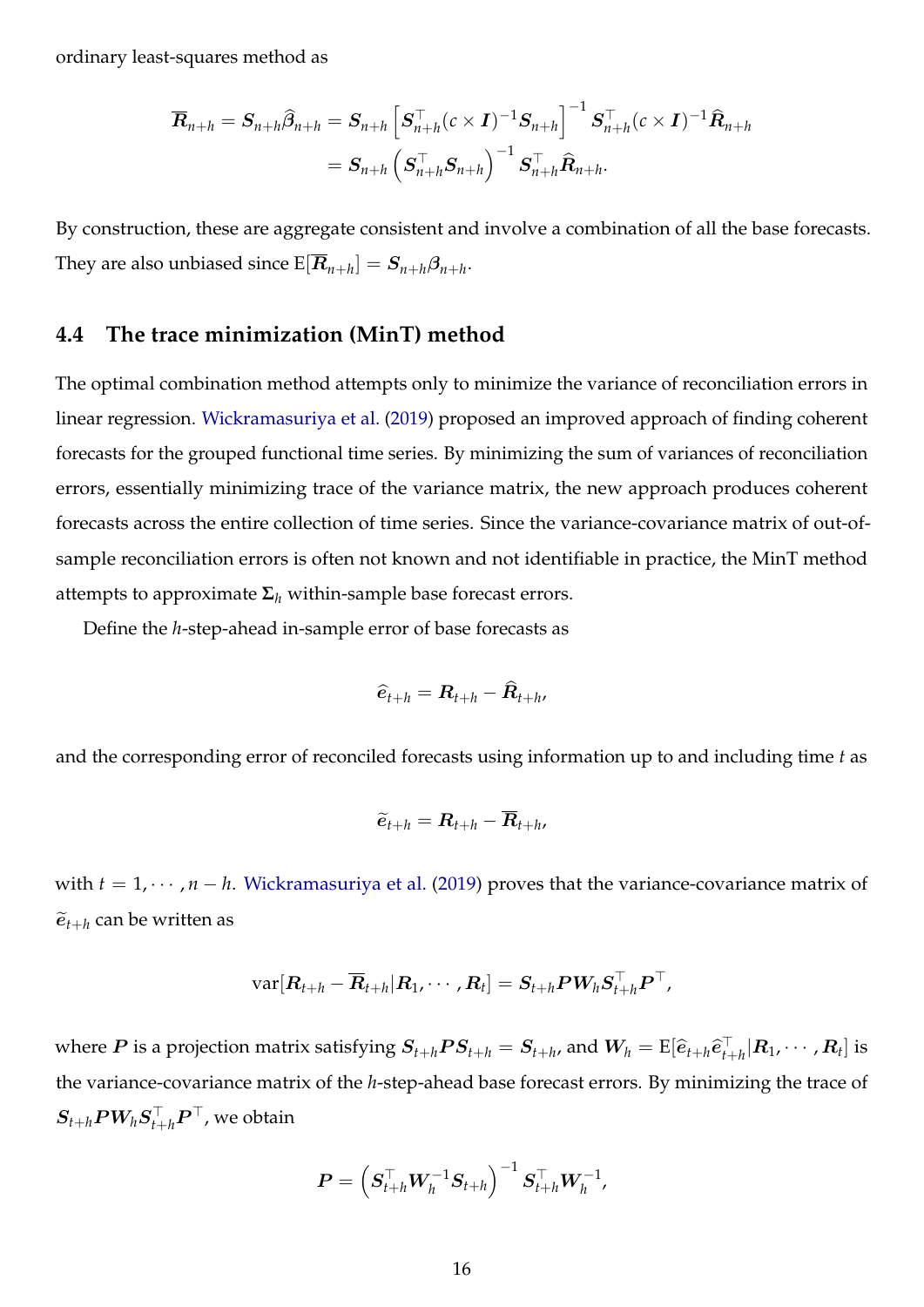ordinary least-squares method as

$$\overline{\boldsymbol{R}}_{n+h} = \boldsymbol{S}_{n+h}\widehat{\boldsymbol{\beta}}_{n+h} = \boldsymbol{S}_{n+h}\left[\boldsymbol{S}_{n+h}^{\top}(c \times \boldsymbol{I})^{-1}\boldsymbol{S}_{n+h}\right]^{-1}\boldsymbol{S}_{n+h}^{\top}(c \times \boldsymbol{I})^{-1}\widehat{\boldsymbol{R}}_{n+h}$$
$$= \boldsymbol{S}_{n+h}\left(\boldsymbol{S}_{n+h}^{\top}\boldsymbol{S}_{n+h}\right)^{-1}\boldsymbol{S}_{n+h}^{\top}\widehat{\boldsymbol{R}}_{n+h}.$$

By construction, these are aggregate consistent and involve a combination of all the base forecasts. They are also unbiased since $\mathrm{E}[\overline{\boldsymbol{R}}_{n+h}] = \boldsymbol{S}_{n+h}\boldsymbol{\beta}_{n+h}$.

### 4.4 The trace minimization (MinT) method

The optimal combination method attempts only to minimize the variance of reconciliation errors in linear regression. Wickramasuriya et al. (2019) proposed an improved approach of finding coherent forecasts for the grouped functional time series. By minimizing the sum of variances of reconciliation errors, essentially minimizing trace of the variance matrix, the new approach produces coherent forecasts across the entire collection of time series. Since the variance-covariance matrix of out-of-sample reconciliation errors is often not known and not identifiable in practice, the MinT method attempts to approximate $\boldsymbol{\Sigma}_h$ within-sample base forecast errors.

Define the $h$-step-ahead in-sample error of base forecasts as

$$\widehat{\boldsymbol{e}}_{t+h} = \boldsymbol{R}_{t+h} - \widehat{\boldsymbol{R}}_{t+h},$$

and the corresponding error of reconciled forecasts using information up to and including time $t$ as

$$\widetilde{\boldsymbol{e}}_{t+h} = \boldsymbol{R}_{t+h} - \overline{\boldsymbol{R}}_{t+h},$$

with $t = 1, \cdots, n-h$. Wickramasuriya et al. (2019) proves that the variance-covariance matrix of $\widetilde{\boldsymbol{e}}_{t+h}$ can be written as

$$\mathrm{var}[\boldsymbol{R}_{t+h} - \overline{\boldsymbol{R}}_{t+h}|\boldsymbol{R}_1, \cdots, \boldsymbol{R}_t] = \boldsymbol{S}_{t+h}\boldsymbol{P}\boldsymbol{W}_h\boldsymbol{S}_{t+h}^{\top}\boldsymbol{P}^{\top},$$

where $\boldsymbol{P}$ is a projection matrix satisfying $\boldsymbol{S}_{t+h}\boldsymbol{P}\boldsymbol{S}_{t+h} = \boldsymbol{S}_{t+h}$, and $\boldsymbol{W}_h = \mathrm{E}[\widehat{\boldsymbol{e}}_{t+h}\widehat{\boldsymbol{e}}_{t+h}^{\top}|\boldsymbol{R}_1, \cdots, \boldsymbol{R}_t]$ is the variance-covariance matrix of the $h$-step-ahead base forecast errors. By minimizing the trace of $\boldsymbol{S}_{t+h}\boldsymbol{P}\boldsymbol{W}_h\boldsymbol{S}_{t+h}^{\top}\boldsymbol{P}^{\top}$, we obtain

$$\boldsymbol{P} = \left(\boldsymbol{S}_{t+h}^{\top}\boldsymbol{W}_h^{-1}\boldsymbol{S}_{t+h}\right)^{-1}\boldsymbol{S}_{t+h}^{\top}\boldsymbol{W}_h^{-1},$$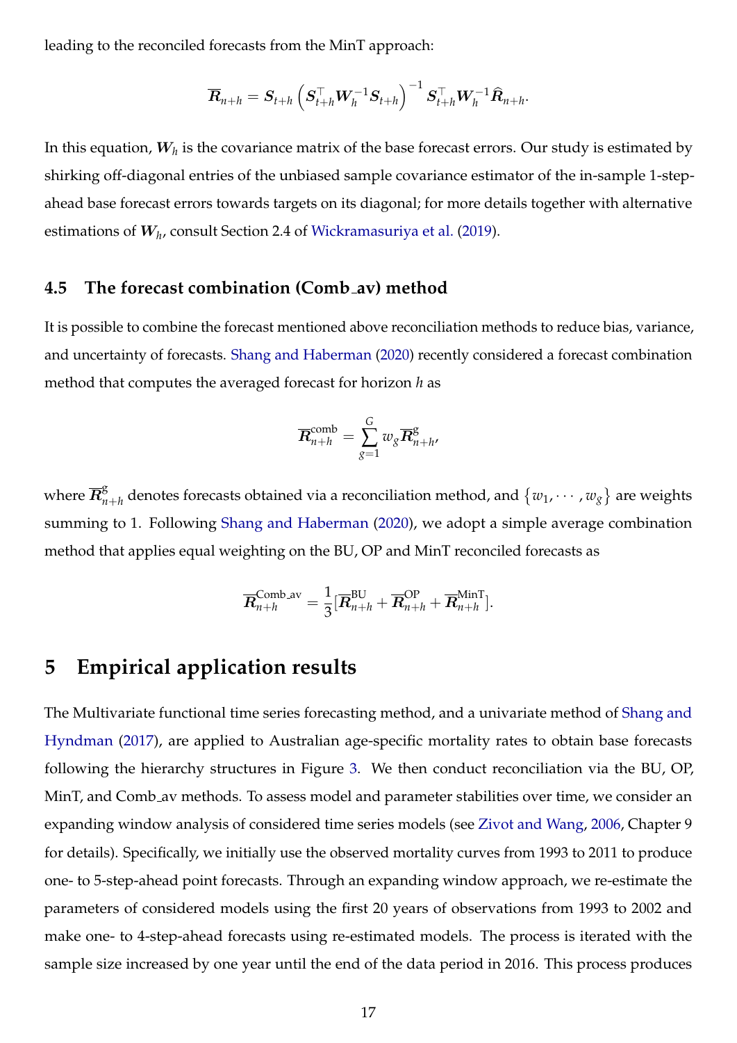leading to the reconciled forecasts from the MinT approach:

$$\overline{\boldsymbol{R}}_{n+h} = \boldsymbol{S}_{t+h}\left(\boldsymbol{S}_{t+h}^{\top}\boldsymbol{W}_h^{-1}\boldsymbol{S}_{t+h}\right)^{-1}\boldsymbol{S}_{t+h}^{\top}\boldsymbol{W}_h^{-1}\widehat{\boldsymbol{R}}_{n+h}.$$

In this equation, $\boldsymbol{W}_h$ is the covariance matrix of the base forecast errors. Our study is estimated by shirking off-diagonal entries of the unbiased sample covariance estimator of the in-sample 1-step-ahead base forecast errors towards targets on its diagonal; for more details together with alternative estimations of $\boldsymbol{W}_h$, consult Section 2.4 of Wickramasuriya et al. (2019).

### 4.5 The forecast combination (Comb_av) method

It is possible to combine the forecast mentioned above reconciliation methods to reduce bias, variance, and uncertainty of forecasts. Shang and Haberman (2020) recently considered a forecast combination method that computes the averaged forecast for horizon $h$ as

$$\overline{\boldsymbol{R}}_{n+h}^{\text{comb}} = \sum_{g=1}^{G} w_g \overline{\boldsymbol{R}}_{n+h}^{g},$$

where $\overline{\boldsymbol{R}}_{n+h}^{g}$ denotes forecasts obtained via a reconciliation method, and $\{w_1, \cdots, w_g\}$ are weights summing to 1. Following Shang and Haberman (2020), we adopt a simple average combination method that applies equal weighting on the BU, OP and MinT reconciled forecasts as

$$\overline{\boldsymbol{R}}_{n+h}^{\text{Comb\_av}} = \frac{1}{3}[\overline{\boldsymbol{R}}_{n+h}^{\text{BU}} + \overline{\boldsymbol{R}}_{n+h}^{\text{OP}} + \overline{\boldsymbol{R}}_{n+h}^{\text{MinT}}].$$

## 5 Empirical application results

The Multivariate functional time series forecasting method, and a univariate method of Shang and Hyndman (2017), are applied to Australian age-specific mortality rates to obtain base forecasts following the hierarchy structures in Figure 3. We then conduct reconciliation via the BU, OP, MinT, and Comb_av methods. To assess model and parameter stabilities over time, we consider an expanding window analysis of considered time series models (see Zivot and Wang, 2006, Chapter 9 for details). Specifically, we initially use the observed mortality curves from 1993 to 2011 to produce one- to 5-step-ahead point forecasts. Through an expanding window approach, we re-estimate the parameters of considered models using the first 20 years of observations from 1993 to 2002 and make one- to 4-step-ahead forecasts using re-estimated models. The process is iterated with the sample size increased by one year until the end of the data period in 2016. This process produces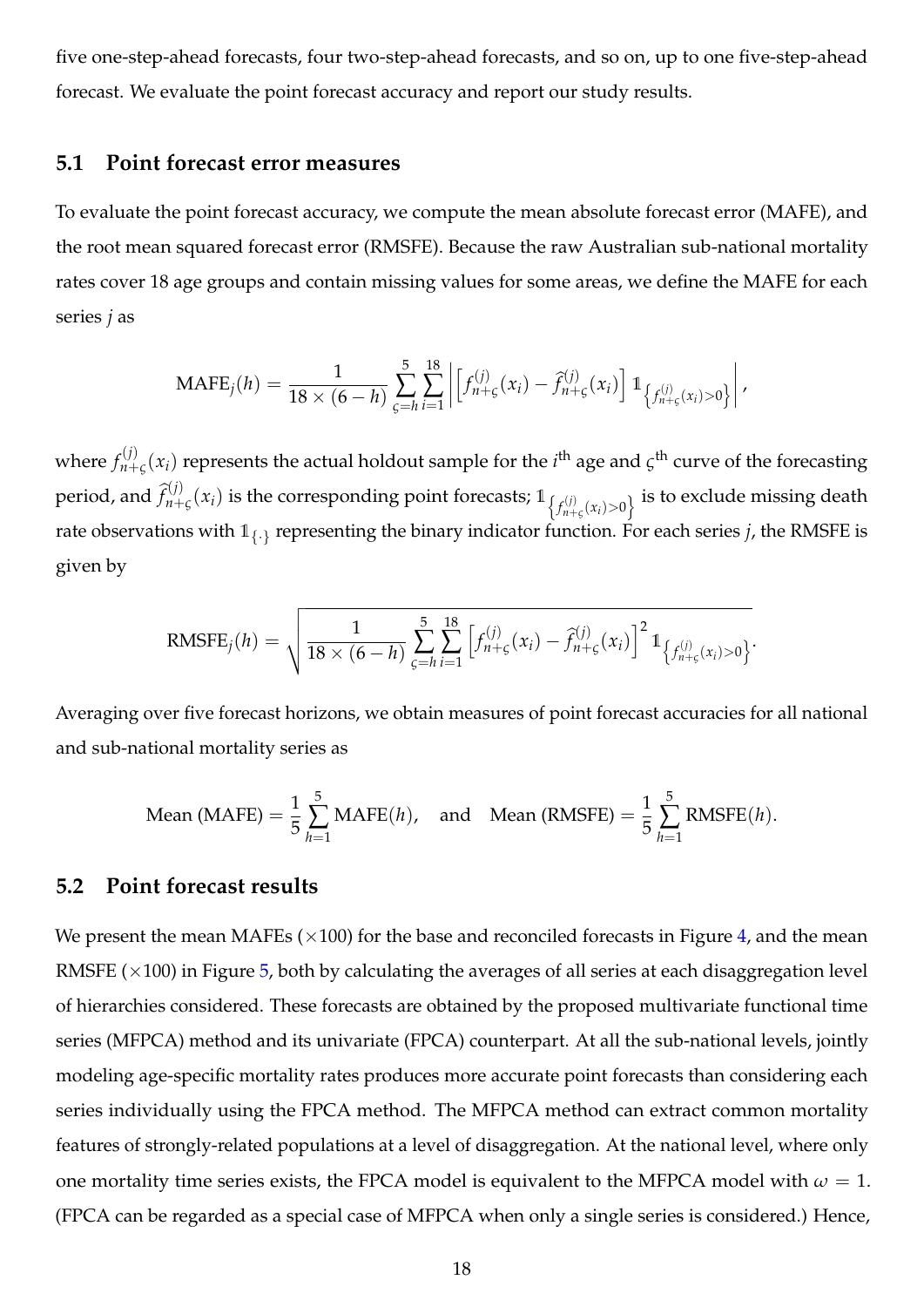five one-step-ahead forecasts, four two-step-ahead forecasts, and so on, up to one five-step-ahead forecast. We evaluate the point forecast accuracy and report our study results.

## 5.1 Point forecast error measures

To evaluate the point forecast accuracy, we compute the mean absolute forecast error (MAFE), and the root mean squared forecast error (RMSFE). Because the raw Australian sub-national mortality rates cover 18 age groups and contain missing values for some areas, we define the MAFE for each series $j$ as

$$\text{MAFE}_j(h) = \frac{1}{18 \times (6-h)} \sum_{\varsigma=h}^{5} \sum_{i=1}^{18} \left| \left[ f_{n+\varsigma}^{(j)}(x_i) - \widehat{f}_{n+\varsigma}^{(j)}(x_i) \right] \mathbb{1}_{\left\{ f_{n+\varsigma}^{(j)}(x_i) > 0 \right\}} \right|,$$

where $f_{n+\varsigma}^{(j)}(x_i)$ represents the actual holdout sample for the $i^{\text{th}}$ age and $\varsigma^{\text{th}}$ curve of the forecasting period, and $\widehat{f}_{n+\varsigma}^{(j)}(x_i)$ is the corresponding point forecasts; $\mathbb{1}_{\left\{ f_{n+\varsigma}^{(j)}(x_i) > 0 \right\}}$ is to exclude missing death rate observations with $\mathbb{1}_{\{\cdot\}}$ representing the binary indicator function. For each series $j$, the RMSFE is given by

$$\text{RMSFE}_j(h) = \sqrt{\frac{1}{18 \times (6-h)} \sum_{\varsigma=h}^{5} \sum_{i=1}^{18} \left[ f_{n+\varsigma}^{(j)}(x_i) - \widehat{f}_{n+\varsigma}^{(j)}(x_i) \right]^2 \mathbb{1}_{\left\{ f_{n+\varsigma}^{(j)}(x_i) > 0 \right\}}}.$$

Averaging over five forecast horizons, we obtain measures of point forecast accuracies for all national and sub-national mortality series as

$$\text{Mean (MAFE)} = \frac{1}{5} \sum_{h=1}^{5} \text{MAFE}(h), \quad \text{and} \quad \text{Mean (RMSFE)} = \frac{1}{5} \sum_{h=1}^{5} \text{RMSFE}(h).$$

## 5.2 Point forecast results

We present the mean MAFEs ($\times 100$) for the base and reconciled forecasts in Figure 4, and the mean RMSFE ($\times 100$) in Figure 5, both by calculating the averages of all series at each disaggregation level of hierarchies considered. These forecasts are obtained by the proposed multivariate functional time series (MFPCA) method and its univariate (FPCA) counterpart. At all the sub-national levels, jointly modeling age-specific mortality rates produces more accurate point forecasts than considering each series individually using the FPCA method. The MFPCA method can extract common mortality features of strongly-related populations at a level of disaggregation. At the national level, where only one mortality time series exists, the FPCA model is equivalent to the MFPCA model with $\omega = 1$. (FPCA can be regarded as a special case of MFPCA when only a single series is considered.) Hence,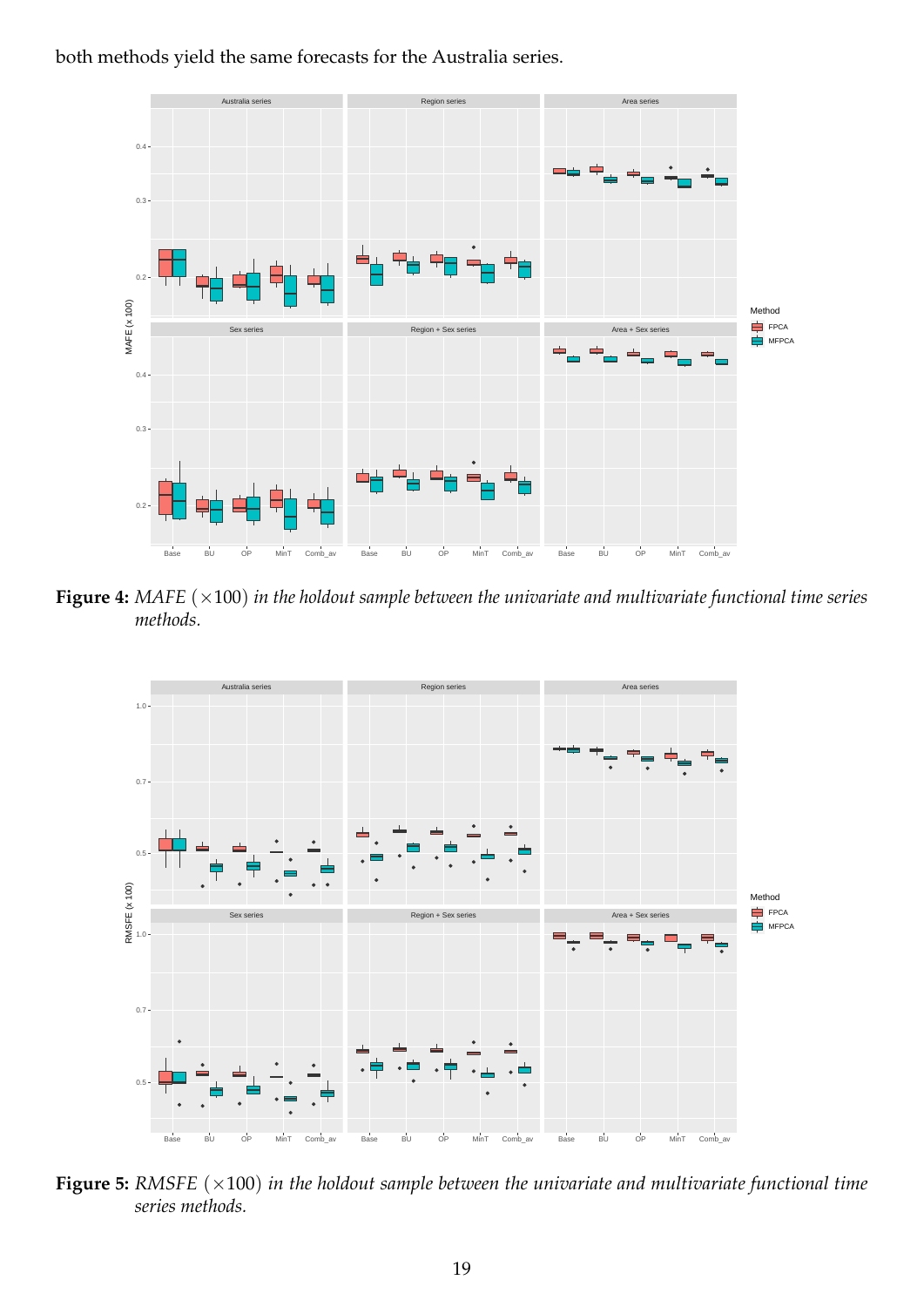both methods yield the same forecasts for the Australia series.

**Figure 4:** *MAFE* ($\times 100$) *in the holdout sample between the univariate and multivariate functional time series methods.*

**Figure 5:** *RMSFE* ($\times 100$) *in the holdout sample between the univariate and multivariate functional time series methods.*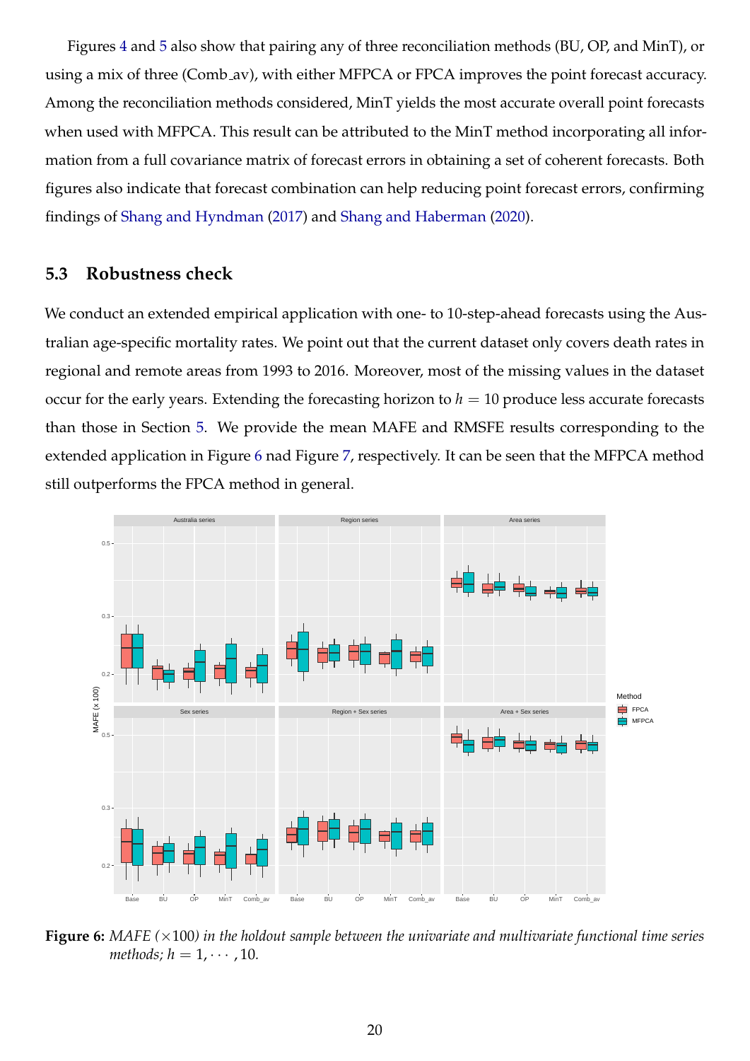Figures 4 and 5 also show that pairing any of three reconciliation methods (BU, OP, and MinT), or using a mix of three (Comb_av), with either MFPCA or FPCA improves the point forecast accuracy. Among the reconciliation methods considered, MinT yields the most accurate overall point forecasts when used with MFPCA. This result can be attributed to the MinT method incorporating all information from a full covariance matrix of forecast errors in obtaining a set of coherent forecasts. Both figures also indicate that forecast combination can help reducing point forecast errors, confirming findings of Shang and Hyndman (2017) and Shang and Haberman (2020).

### 5.3 Robustness check

We conduct an extended empirical application with one- to 10-step-ahead forecasts using the Australian age-specific mortality rates. We point out that the current dataset only covers death rates in regional and remote areas from 1993 to 2016. Moreover, most of the missing values in the dataset occur for the early years. Extending the forecasting horizon to $h = 10$ produce less accurate forecasts than those in Section 5. We provide the mean MAFE and RMSFE results corresponding to the extended application in Figure 6 nad Figure 7, respectively. It can be seen that the MFPCA method still outperforms the FPCA method in general.

**Figure 6:** *MAFE ($\times 100$) in the holdout sample between the univariate and multivariate functional time series methods; $h = 1, \cdots, 10$.*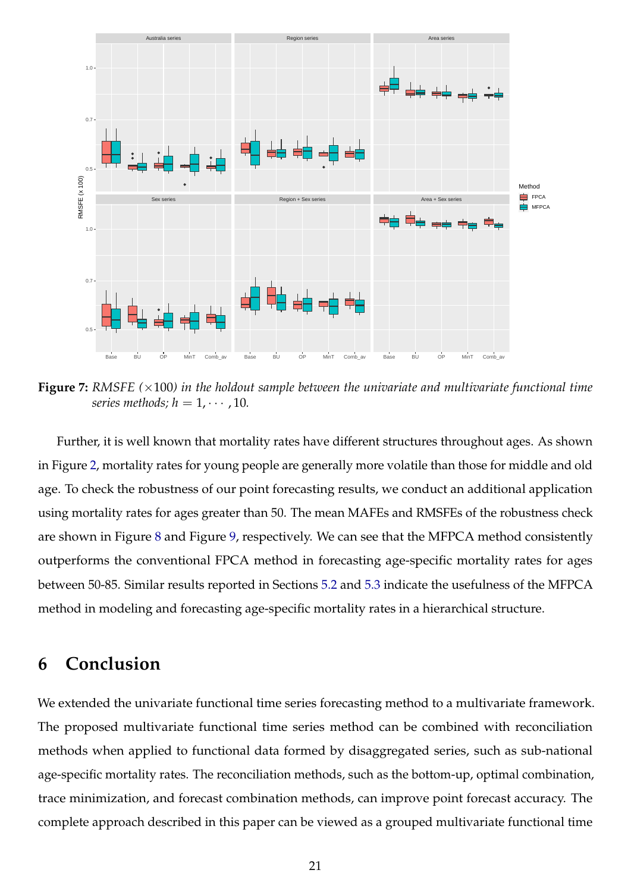**Figure 7:** *RMSFE* ($\times 100$) *in the holdout sample between the univariate and multivariate functional time series methods;* $h = 1, \cdots, 10$.

Further, it is well known that mortality rates have different structures throughout ages. As shown in Figure 2, mortality rates for young people are generally more volatile than those for middle and old age. To check the robustness of our point forecasting results, we conduct an additional application using mortality rates for ages greater than 50. The mean MAFEs and RMSFEs of the robustness check are shown in Figure 8 and Figure 9, respectively. We can see that the MFPCA method consistently outperforms the conventional FPCA method in forecasting age-specific mortality rates for ages between 50-85. Similar results reported in Sections 5.2 and 5.3 indicate the usefulness of the MFPCA method in modeling and forecasting age-specific mortality rates in a hierarchical structure.

# 6 Conclusion

We extended the univariate functional time series forecasting method to a multivariate framework. The proposed multivariate functional time series method can be combined with reconciliation methods when applied to functional data formed by disaggregated series, such as sub-national age-specific mortality rates. The reconciliation methods, such as the bottom-up, optimal combination, trace minimization, and forecast combination methods, can improve point forecast accuracy. The complete approach described in this paper can be viewed as a grouped multivariate functional time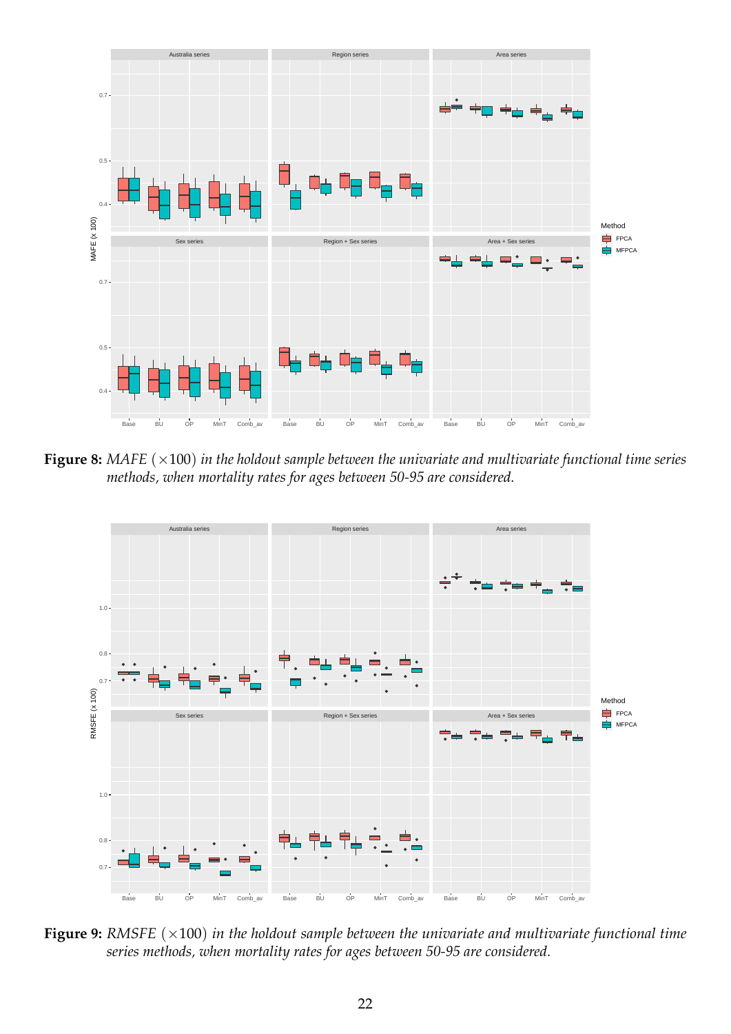**Figure 8:** *MAFE* $(\times 100)$ *in the holdout sample between the univariate and multivariate functional time series methods, when mortality rates for ages between 50-95 are considered.*

**Figure 9:** *RMSFE* $(\times 100)$ *in the holdout sample between the univariate and multivariate functional time series methods, when mortality rates for ages between 50-95 are considered.*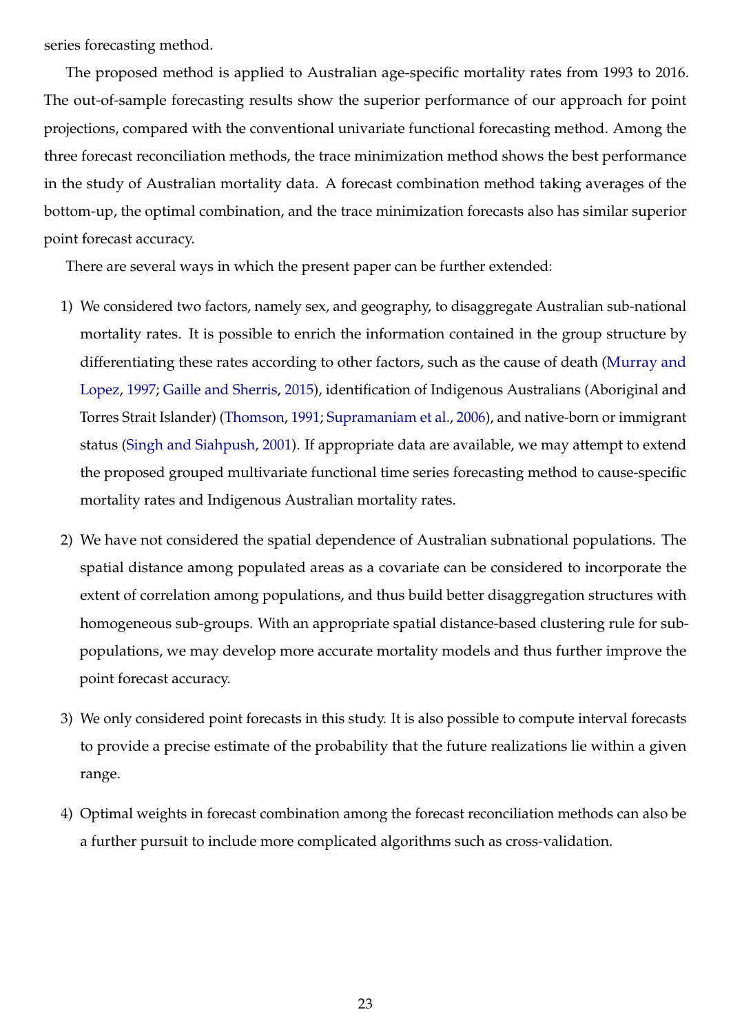series forecasting method.

The proposed method is applied to Australian age-specific mortality rates from 1993 to 2016. The out-of-sample forecasting results show the superior performance of our approach for point projections, compared with the conventional univariate functional forecasting method. Among the three forecast reconciliation methods, the trace minimization method shows the best performance in the study of Australian mortality data. A forecast combination method taking averages of the bottom-up, the optimal combination, and the trace minimization forecasts also has similar superior point forecast accuracy.

There are several ways in which the present paper can be further extended:

1) We considered two factors, namely sex, and geography, to disaggregate Australian sub-national mortality rates. It is possible to enrich the information contained in the group structure by differentiating these rates according to other factors, such as the cause of death (Murray and Lopez, 1997; Gaille and Sherris, 2015), identification of Indigenous Australians (Aboriginal and Torres Strait Islander) (Thomson, 1991; Supramaniam et al., 2006), and native-born or immigrant status (Singh and Siahpush, 2001). If appropriate data are available, we may attempt to extend the proposed grouped multivariate functional time series forecasting method to cause-specific mortality rates and Indigenous Australian mortality rates.

2) We have not considered the spatial dependence of Australian subnational populations. The spatial distance among populated areas as a covariate can be considered to incorporate the extent of correlation among populations, and thus build better disaggregation structures with homogeneous sub-groups. With an appropriate spatial distance-based clustering rule for sub-populations, we may develop more accurate mortality models and thus further improve the point forecast accuracy.

3) We only considered point forecasts in this study. It is also possible to compute interval forecasts to provide a precise estimate of the probability that the future realizations lie within a given range.

4) Optimal weights in forecast combination among the forecast reconciliation methods can also be a further pursuit to include more complicated algorithms such as cross-validation.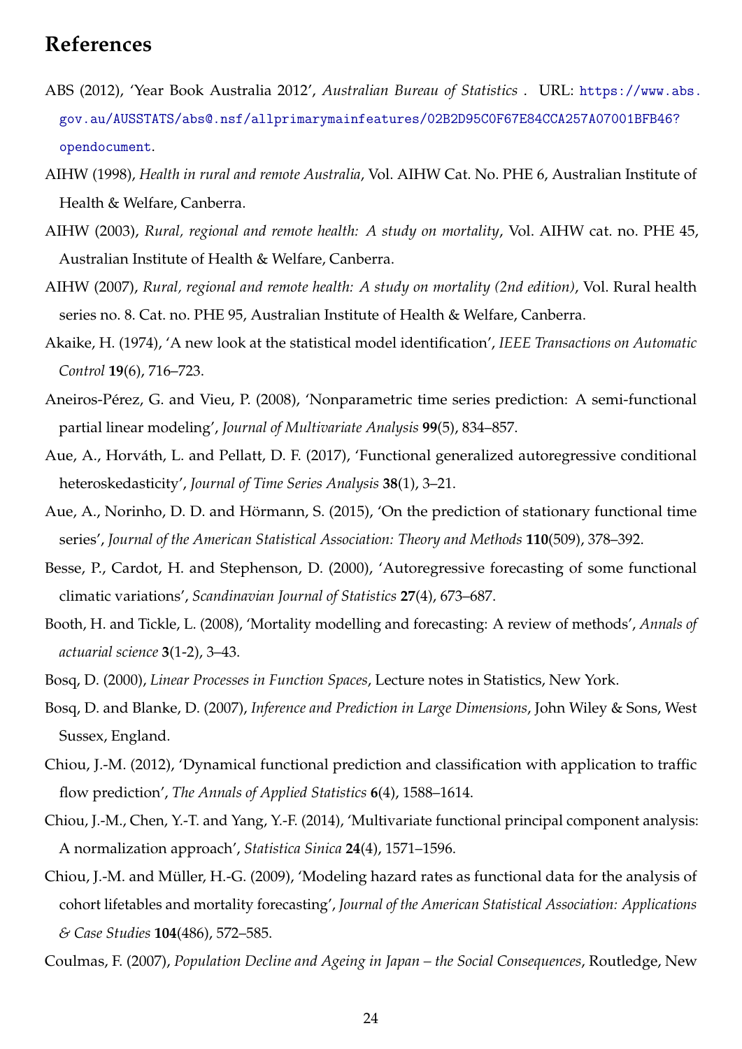# References

ABS (2012), 'Year Book Australia 2012', *Australian Bureau of Statistics* . URL: https://www.abs.gov.au/AUSSTATS/abs@.nsf/allprimarymainfeatures/02B2D95C0F67E84CCA257A07001BFB46?opendocument.

AIHW (1998), *Health in rural and remote Australia*, Vol. AIHW Cat. No. PHE 6, Australian Institute of Health & Welfare, Canberra.

AIHW (2003), *Rural, regional and remote health: A study on mortality*, Vol. AIHW cat. no. PHE 45, Australian Institute of Health & Welfare, Canberra.

AIHW (2007), *Rural, regional and remote health: A study on mortality (2nd edition)*, Vol. Rural health series no. 8. Cat. no. PHE 95, Australian Institute of Health & Welfare, Canberra.

Akaike, H. (1974), 'A new look at the statistical model identification', *IEEE Transactions on Automatic Control* **19**(6), 716–723.

Aneiros-Pérez, G. and Vieu, P. (2008), 'Nonparametric time series prediction: A semi-functional partial linear modeling', *Journal of Multivariate Analysis* **99**(5), 834–857.

Aue, A., Horváth, L. and Pellatt, D. F. (2017), 'Functional generalized autoregressive conditional heteroskedasticity', *Journal of Time Series Analysis* **38**(1), 3–21.

Aue, A., Norinho, D. D. and Hörmann, S. (2015), 'On the prediction of stationary functional time series', *Journal of the American Statistical Association: Theory and Methods* **110**(509), 378–392.

Besse, P., Cardot, H. and Stephenson, D. (2000), 'Autoregressive forecasting of some functional climatic variations', *Scandinavian Journal of Statistics* **27**(4), 673–687.

Booth, H. and Tickle, L. (2008), 'Mortality modelling and forecasting: A review of methods', *Annals of actuarial science* **3**(1-2), 3–43.

Bosq, D. (2000), *Linear Processes in Function Spaces*, Lecture notes in Statistics, New York.

Bosq, D. and Blanke, D. (2007), *Inference and Prediction in Large Dimensions*, John Wiley & Sons, West Sussex, England.

Chiou, J.-M. (2012), 'Dynamical functional prediction and classification with application to traffic flow prediction', *The Annals of Applied Statistics* **6**(4), 1588–1614.

Chiou, J.-M., Chen, Y.-T. and Yang, Y.-F. (2014), 'Multivariate functional principal component analysis: A normalization approach', *Statistica Sinica* **24**(4), 1571–1596.

Chiou, J.-M. and Müller, H.-G. (2009), 'Modeling hazard rates as functional data for the analysis of cohort lifetables and mortality forecasting', *Journal of the American Statistical Association: Applications & Case Studies* **104**(486), 572–585.

Coulmas, F. (2007), *Population Decline and Ageing in Japan – the Social Consequences*, Routledge, New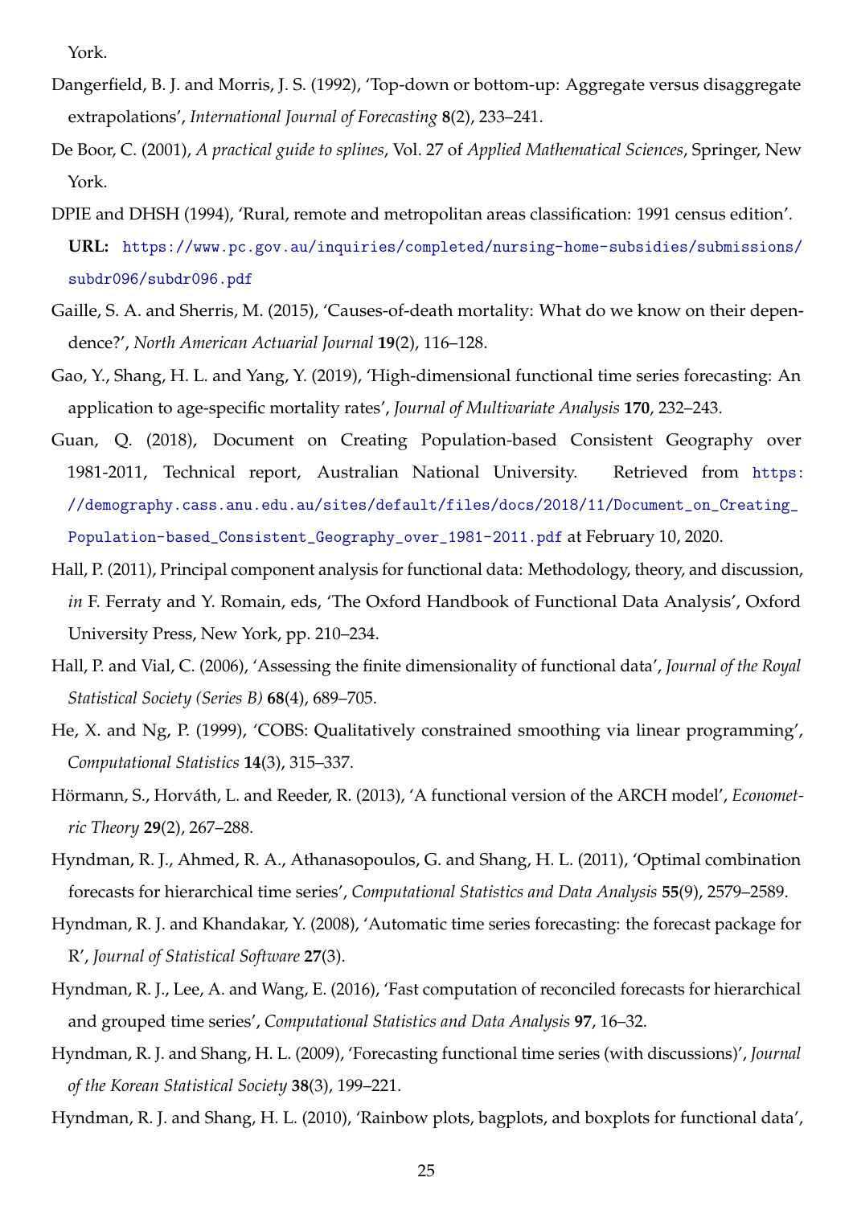York.

Dangerfield, B. J. and Morris, J. S. (1992), 'Top-down or bottom-up: Aggregate versus disaggregate extrapolations', *International Journal of Forecasting* **8**(2), 233–241.

De Boor, C. (2001), *A practical guide to splines*, Vol. 27 of *Applied Mathematical Sciences*, Springer, New York.

DPIE and DHSH (1994), 'Rural, remote and metropolitan areas classification: 1991 census edition'. **URL:** https://www.pc.gov.au/inquiries/completed/nursing-home-subsidies/submissions/subdr096/subdr096.pdf

Gaille, S. A. and Sherris, M. (2015), 'Causes-of-death mortality: What do we know on their dependence?', *North American Actuarial Journal* **19**(2), 116–128.

Gao, Y., Shang, H. L. and Yang, Y. (2019), 'High-dimensional functional time series forecasting: An application to age-specific mortality rates', *Journal of Multivariate Analysis* **170**, 232–243.

Guan, Q. (2018), Document on Creating Population-based Consistent Geography over 1981-2011, Technical report, Australian National University. Retrieved from https://demography.cass.anu.edu.au/sites/default/files/docs/2018/11/Document_on_Creating_Population-based_Consistent_Geography_over_1981-2011.pdf at February 10, 2020.

Hall, P. (2011), Principal component analysis for functional data: Methodology, theory, and discussion, *in* F. Ferraty and Y. Romain, eds, 'The Oxford Handbook of Functional Data Analysis', Oxford University Press, New York, pp. 210–234.

Hall, P. and Vial, C. (2006), 'Assessing the finite dimensionality of functional data', *Journal of the Royal Statistical Society (Series B)* **68**(4), 689–705.

He, X. and Ng, P. (1999), 'COBS: Qualitatively constrained smoothing via linear programming', *Computational Statistics* **14**(3), 315–337.

Hörmann, S., Horváth, L. and Reeder, R. (2013), 'A functional version of the ARCH model', *Econometric Theory* **29**(2), 267–288.

Hyndman, R. J., Ahmed, R. A., Athanasopoulos, G. and Shang, H. L. (2011), 'Optimal combination forecasts for hierarchical time series', *Computational Statistics and Data Analysis* **55**(9), 2579–2589.

Hyndman, R. J. and Khandakar, Y. (2008), 'Automatic time series forecasting: the forecast package for R', *Journal of Statistical Software* **27**(3).

Hyndman, R. J., Lee, A. and Wang, E. (2016), 'Fast computation of reconciled forecasts for hierarchical and grouped time series', *Computational Statistics and Data Analysis* **97**, 16–32.

Hyndman, R. J. and Shang, H. L. (2009), 'Forecasting functional time series (with discussions)', *Journal of the Korean Statistical Society* **38**(3), 199–221.

Hyndman, R. J. and Shang, H. L. (2010), 'Rainbow plots, bagplots, and boxplots for functional data',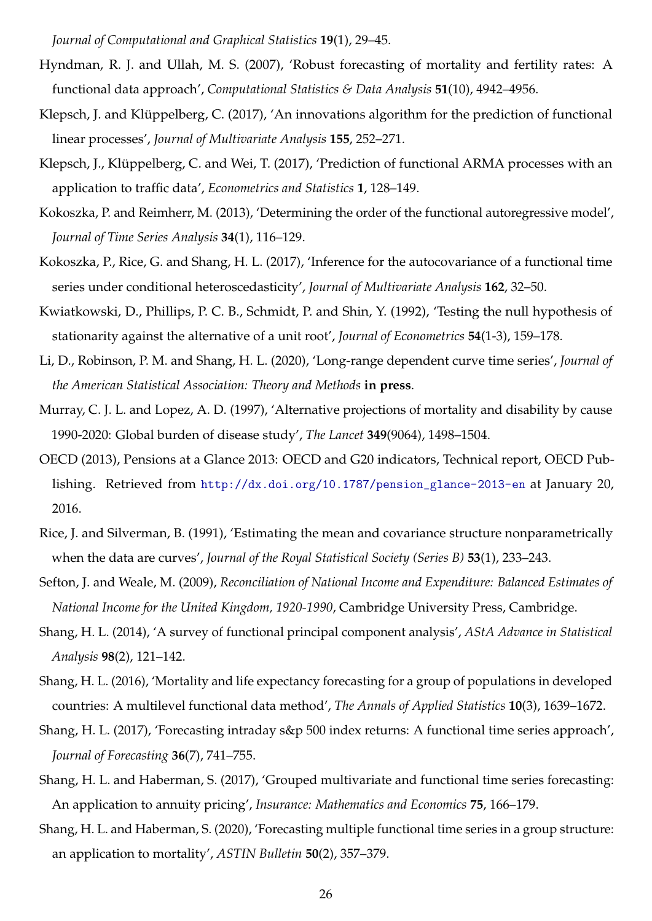*Journal of Computational and Graphical Statistics* **19**(1), 29–45.

Hyndman, R. J. and Ullah, M. S. (2007), 'Robust forecasting of mortality and fertility rates: A functional data approach', *Computational Statistics & Data Analysis* **51**(10), 4942–4956.

Klepsch, J. and Klüppelberg, C. (2017), 'An innovations algorithm for the prediction of functional linear processes', *Journal of Multivariate Analysis* **155**, 252–271.

Klepsch, J., Klüppelberg, C. and Wei, T. (2017), 'Prediction of functional ARMA processes with an application to traffic data', *Econometrics and Statistics* **1**, 128–149.

Kokoszka, P. and Reimherr, M. (2013), 'Determining the order of the functional autoregressive model', *Journal of Time Series Analysis* **34**(1), 116–129.

Kokoszka, P., Rice, G. and Shang, H. L. (2017), 'Inference for the autocovariance of a functional time series under conditional heteroscedasticity', *Journal of Multivariate Analysis* **162**, 32–50.

Kwiatkowski, D., Phillips, P. C. B., Schmidt, P. and Shin, Y. (1992), 'Testing the null hypothesis of stationarity against the alternative of a unit root', *Journal of Econometrics* **54**(1-3), 159–178.

Li, D., Robinson, P. M. and Shang, H. L. (2020), 'Long-range dependent curve time series', *Journal of the American Statistical Association: Theory and Methods* **in press**.

Murray, C. J. L. and Lopez, A. D. (1997), 'Alternative projections of mortality and disability by cause 1990-2020: Global burden of disease study', *The Lancet* **349**(9064), 1498–1504.

OECD (2013), Pensions at a Glance 2013: OECD and G20 indicators, Technical report, OECD Publishing. Retrieved from http://dx.doi.org/10.1787/pension_glance-2013-en at January 20, 2016.

Rice, J. and Silverman, B. (1991), 'Estimating the mean and covariance structure nonparametrically when the data are curves', *Journal of the Royal Statistical Society (Series B)* **53**(1), 233–243.

Sefton, J. and Weale, M. (2009), *Reconciliation of National Income and Expenditure: Balanced Estimates of National Income for the United Kingdom, 1920-1990*, Cambridge University Press, Cambridge.

Shang, H. L. (2014), 'A survey of functional principal component analysis', *AStA Advance in Statistical Analysis* **98**(2), 121–142.

Shang, H. L. (2016), 'Mortality and life expectancy forecasting for a group of populations in developed countries: A multilevel functional data method', *The Annals of Applied Statistics* **10**(3), 1639–1672.

Shang, H. L. (2017), 'Forecasting intraday s&p 500 index returns: A functional time series approach', *Journal of Forecasting* **36**(7), 741–755.

Shang, H. L. and Haberman, S. (2017), 'Grouped multivariate and functional time series forecasting: An application to annuity pricing', *Insurance: Mathematics and Economics* **75**, 166–179.

Shang, H. L. and Haberman, S. (2020), 'Forecasting multiple functional time series in a group structure: an application to mortality', *ASTIN Bulletin* **50**(2), 357–379.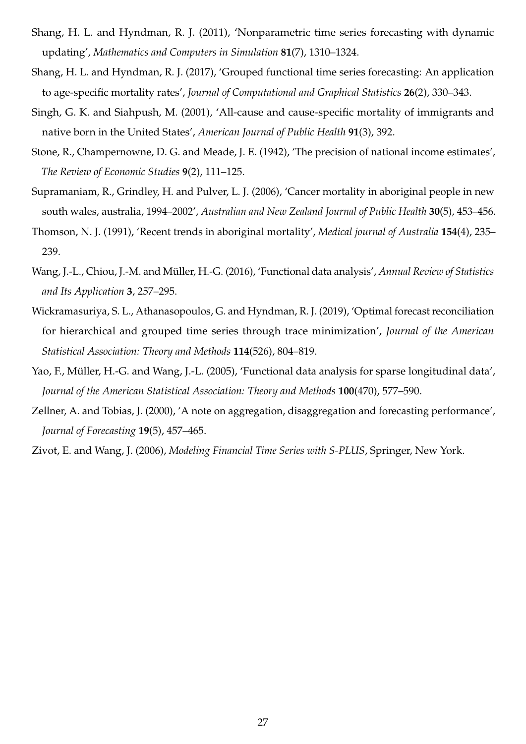Shang, H. L. and Hyndman, R. J. (2011), 'Nonparametric time series forecasting with dynamic updating', *Mathematics and Computers in Simulation* **81**(7), 1310–1324.

Shang, H. L. and Hyndman, R. J. (2017), 'Grouped functional time series forecasting: An application to age-specific mortality rates', *Journal of Computational and Graphical Statistics* **26**(2), 330–343.

Singh, G. K. and Siahpush, M. (2001), 'All-cause and cause-specific mortality of immigrants and native born in the United States', *American Journal of Public Health* **91**(3), 392.

Stone, R., Champernowne, D. G. and Meade, J. E. (1942), 'The precision of national income estimates', *The Review of Economic Studies* **9**(2), 111–125.

Supramaniam, R., Grindley, H. and Pulver, L. J. (2006), 'Cancer mortality in aboriginal people in new south wales, australia, 1994–2002', *Australian and New Zealand Journal of Public Health* **30**(5), 453–456.

Thomson, N. J. (1991), 'Recent trends in aboriginal mortality', *Medical journal of Australia* **154**(4), 235–239.

Wang, J.-L., Chiou, J.-M. and Müller, H.-G. (2016), 'Functional data analysis', *Annual Review of Statistics and Its Application* **3**, 257–295.

Wickramasuriya, S. L., Athanasopoulos, G. and Hyndman, R. J. (2019), 'Optimal forecast reconciliation for hierarchical and grouped time series through trace minimization', *Journal of the American Statistical Association: Theory and Methods* **114**(526), 804–819.

Yao, F., Müller, H.-G. and Wang, J.-L. (2005), 'Functional data analysis for sparse longitudinal data', *Journal of the American Statistical Association: Theory and Methods* **100**(470), 577–590.

Zellner, A. and Tobias, J. (2000), 'A note on aggregation, disaggregation and forecasting performance', *Journal of Forecasting* **19**(5), 457–465.

Zivot, E. and Wang, J. (2006), *Modeling Financial Time Series with S-PLUS*, Springer, New York.